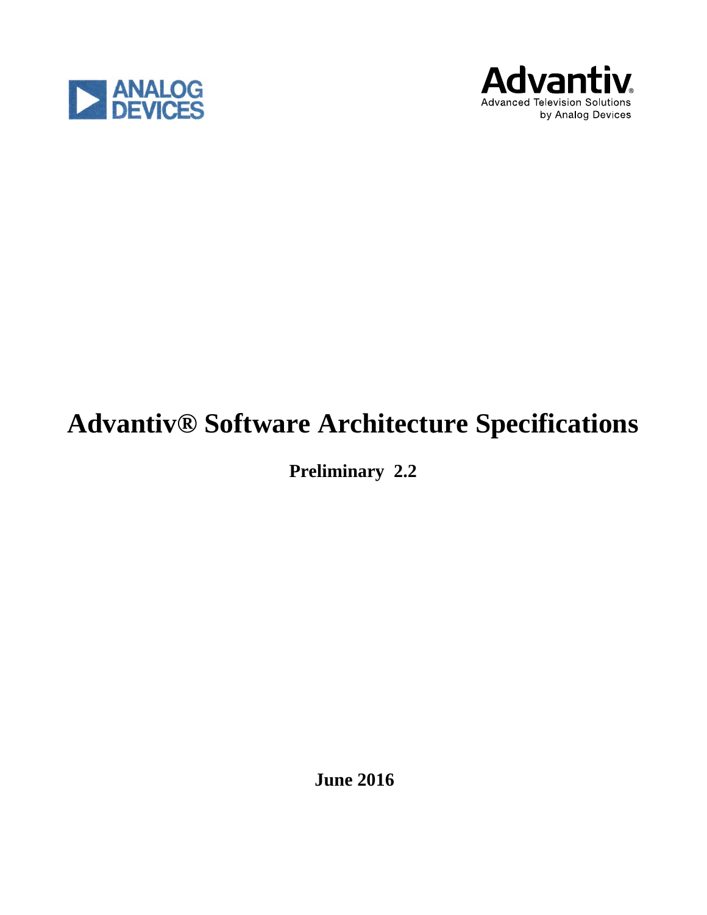ANALOG DEVICES

Advantiv®
Advanced Television Solutions
by Analog Devices

# Advantiv® Software Architecture Specifications

**Preliminary 2.2**

**June 2016**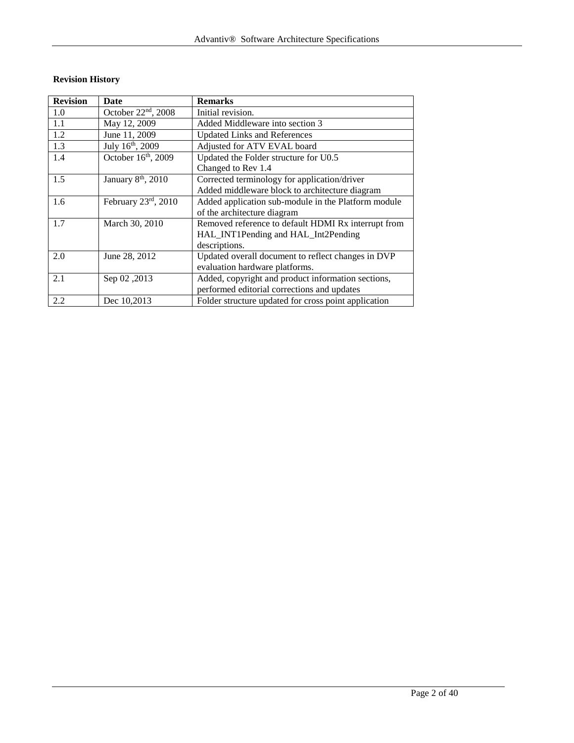**Revision History**

| Revision | Date | Remarks |
|---|---|---|
| 1.0 | October 22nd, 2008 | Initial revision. |
| 1.1 | May 12, 2009 | Added Middleware into section 3 |
| 1.2 | June 11, 2009 | Updated Links and References |
| 1.3 | July 16th, 2009 | Adjusted for ATV EVAL board |
| 1.4 | October 16th, 2009 | Updated the Folder structure for U0.5 Changed to Rev 1.4 |
| 1.5 | January 8th, 2010 | Corrected terminology for application/driver Added middleware block to architecture diagram |
| 1.6 | February 23rd, 2010 | Added application sub-module in the Platform module of the architecture diagram |
| 1.7 | March 30, 2010 | Removed reference to default HDMI Rx interrupt from HAL_INT1Pending and HAL_Int2Pending descriptions. |
| 2.0 | June 28, 2012 | Updated overall document to reflect changes in DVP evaluation hardware platforms. |
| 2.1 | Sep 02 ,2013 | Added, copyright and product information sections, performed editorial corrections and updates |
| 2.2 | Dec 10,2013 | Folder structure updated for cross point application |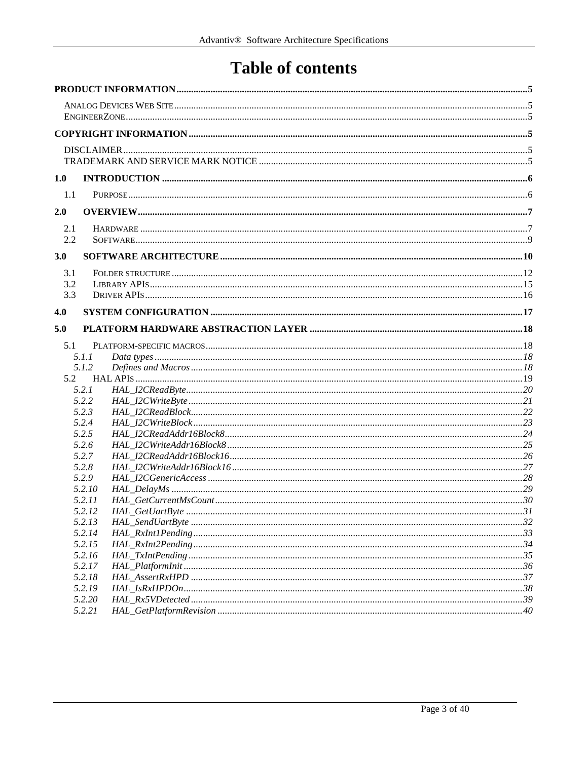# Table of contents

**PRODUCT INFORMATION** ........ 5

- ANALOG DEVICES WEB SITE ........ 5
- ENGINEERZONE ........ 5

**COPYRIGHT INFORMATION** ........ 5

- DISCLAIMER ........ 5
- TRADEMARK AND SERVICE MARK NOTICE ........ 5

**1.0 INTRODUCTION** ........ 6

- 1.1 PURPOSE ........ 6

**2.0 OVERVIEW** ........ 7

- 2.1 HARDWARE ........ 7
- 2.2 SOFTWARE ........ 9

**3.0 SOFTWARE ARCHITECTURE** ........ 10

- 3.1 FOLDER STRUCTURE ........ 12
- 3.2 LIBRARY APIS ........ 15
- 3.3 DRIVER APIS ........ 16

**4.0 SYSTEM CONFIGURATION** ........ 17

**5.0 PLATFORM HARDWARE ABSTRACTION LAYER** ........ 18

- 5.1 PLATFORM-SPECIFIC MACROS ........ 18
  - *5.1.1 Data types* ........ *18*
  - *5.1.2 Defines and Macros* ........ *18*
- 5.2 HAL APIS ........ 19
  - *5.2.1 HAL_I2CReadByte* ........ *20*
  - *5.2.2 HAL_I2CWriteByte* ........ *21*
  - *5.2.3 HAL_I2CReadBlock* ........ *22*
  - *5.2.4 HAL_I2CWriteBlock* ........ *23*
  - *5.2.5 HAL_I2CReadAddr16Block8* ........ *24*
  - *5.2.6 HAL_I2CWriteAddr16Block8* ........ *25*
  - *5.2.7 HAL_I2CReadAddr16Block16* ........ *26*
  - *5.2.8 HAL_I2CWriteAddr16Block16* ........ *27*
  - *5.2.9 HAL_I2CGenericAccess* ........ *28*
  - *5.2.10 HAL_DelayMs* ........ *29*
  - *5.2.11 HAL_GetCurrentMsCount* ........ *30*
  - *5.2.12 HAL_GetUartByte* ........ *31*
  - *5.2.13 HAL_SendUartByte* ........ *32*
  - *5.2.14 HAL_RxInt1Pending* ........ *33*
  - *5.2.15 HAL_RxInt2Pending* ........ *34*
  - *5.2.16 HAL_TxIntPending* ........ *35*
  - *5.2.17 HAL_PlatformInit* ........ *36*
  - *5.2.18 HAL_AssertRxHPD* ........ *37*
  - *5.2.19 HAL_IsRxHPDOn* ........ *38*
  - *5.2.20 HAL_Rx5VDetected* ........ *39*
  - *5.2.21 HAL_GetPlatformRevision* ........ *40*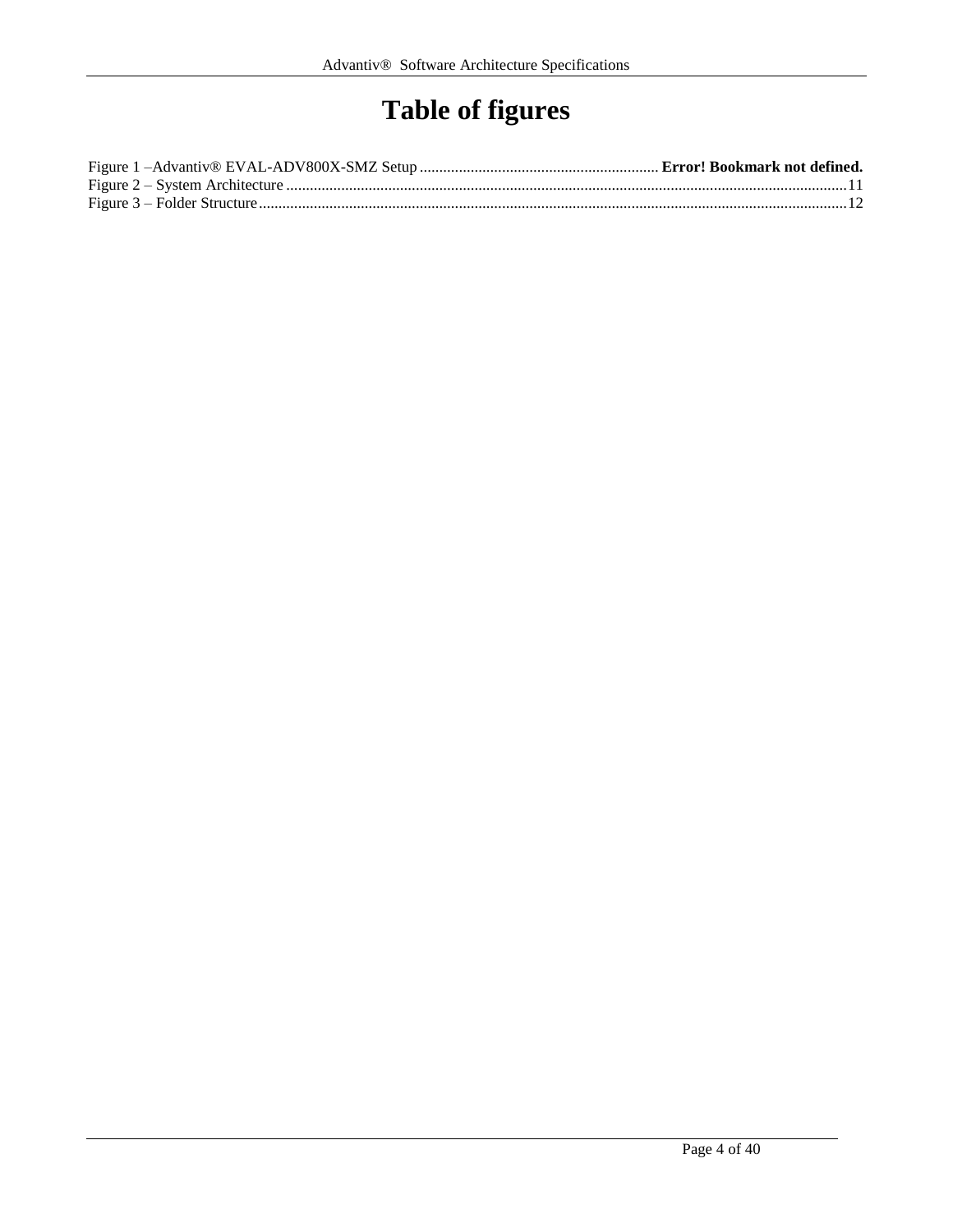# Table of figures

Figure 1 –Advantiv® EVAL-ADV800X-SMZ Setup ............................................................ **Error! Bookmark not defined.**
Figure 2 – System Architecture ............................................................................................................................................11
Figure 3 – Folder Structure....................................................................................................................................................12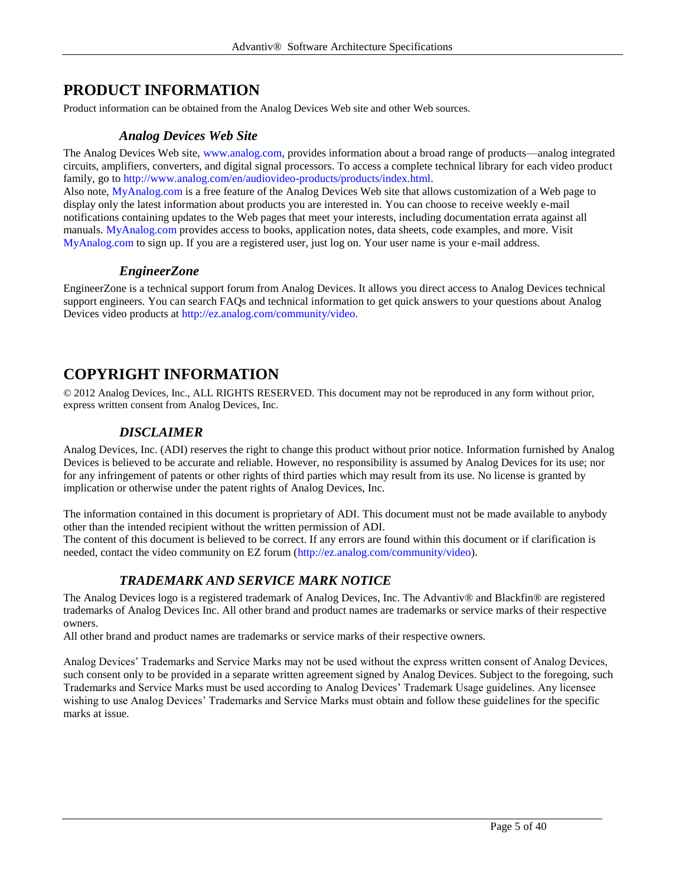# PRODUCT INFORMATION

Product information can be obtained from the Analog Devices Web site and other Web sources.

### *Analog Devices Web Site*

The Analog Devices Web site, www.analog.com, provides information about a broad range of products—analog integrated circuits, amplifiers, converters, and digital signal processors. To access a complete technical library for each video product family, go to http://www.analog.com/en/audiovideo-products/products/index.html.

Also note, MyAnalog.com is a free feature of the Analog Devices Web site that allows customization of a Web page to display only the latest information about products you are interested in. You can choose to receive weekly e-mail notifications containing updates to the Web pages that meet your interests, including documentation errata against all manuals. MyAnalog.com provides access to books, application notes, data sheets, code examples, and more. Visit MyAnalog.com to sign up. If you are a registered user, just log on. Your user name is your e-mail address.

### *EngineerZone*

EngineerZone is a technical support forum from Analog Devices. It allows you direct access to Analog Devices technical support engineers. You can search FAQs and technical information to get quick answers to your questions about Analog Devices video products at http://ez.analog.com/community/video.

# COPYRIGHT INFORMATION

© 2012 Analog Devices, Inc., ALL RIGHTS RESERVED. This document may not be reproduced in any form without prior, express written consent from Analog Devices, Inc.

### *DISCLAIMER*

Analog Devices, Inc. (ADI) reserves the right to change this product without prior notice. Information furnished by Analog Devices is believed to be accurate and reliable. However, no responsibility is assumed by Analog Devices for its use; nor for any infringement of patents or other rights of third parties which may result from its use. No license is granted by implication or otherwise under the patent rights of Analog Devices, Inc.

The information contained in this document is proprietary of ADI. This document must not be made available to anybody other than the intended recipient without the written permission of ADI.

The content of this document is believed to be correct. If any errors are found within this document or if clarification is needed, contact the video community on EZ forum (http://ez.analog.com/community/video).

### *TRADEMARK AND SERVICE MARK NOTICE*

The Analog Devices logo is a registered trademark of Analog Devices, Inc. The Advantiv® and Blackfin® are registered trademarks of Analog Devices Inc. All other brand and product names are trademarks or service marks of their respective owners.

All other brand and product names are trademarks or service marks of their respective owners.

Analog Devices' Trademarks and Service Marks may not be used without the express written consent of Analog Devices, such consent only to be provided in a separate written agreement signed by Analog Devices. Subject to the foregoing, such Trademarks and Service Marks must be used according to Analog Devices' Trademark Usage guidelines. Any licensee wishing to use Analog Devices' Trademarks and Service Marks must obtain and follow these guidelines for the specific marks at issue.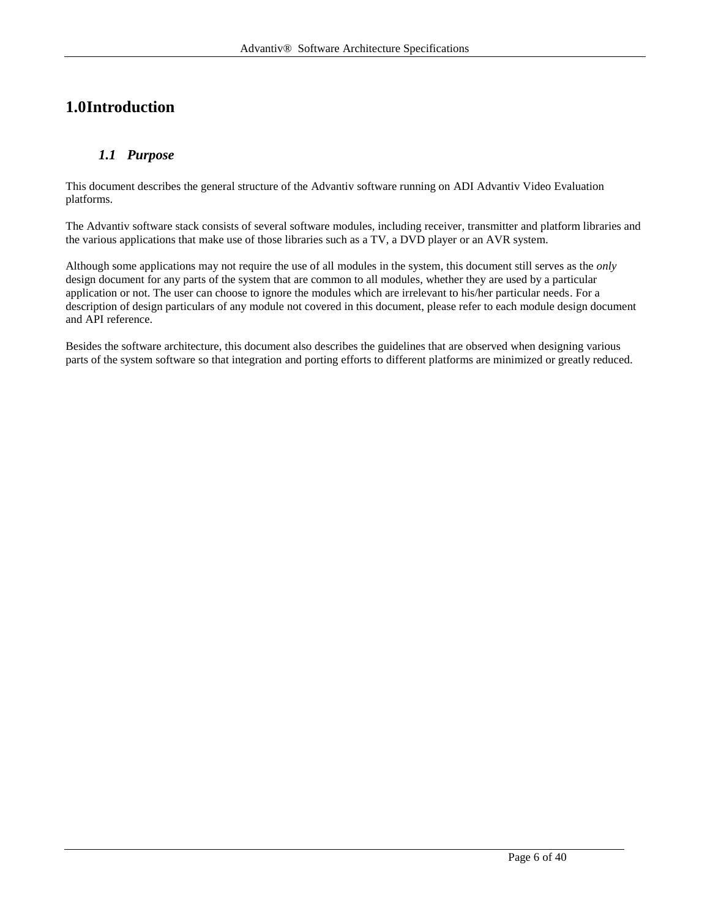# 1.0 Introduction

## *1.1 Purpose*

This document describes the general structure of the Advantiv software running on ADI Advantiv Video Evaluation platforms.

The Advantiv software stack consists of several software modules, including receiver, transmitter and platform libraries and the various applications that make use of those libraries such as a TV, a DVD player or an AVR system.

Although some applications may not require the use of all modules in the system, this document still serves as the *only* design document for any parts of the system that are common to all modules, whether they are used by a particular application or not. The user can choose to ignore the modules which are irrelevant to his/her particular needs. For a description of design particulars of any module not covered in this document, please refer to each module design document and API reference.

Besides the software architecture, this document also describes the guidelines that are observed when designing various parts of the system software so that integration and porting efforts to different platforms are minimized or greatly reduced.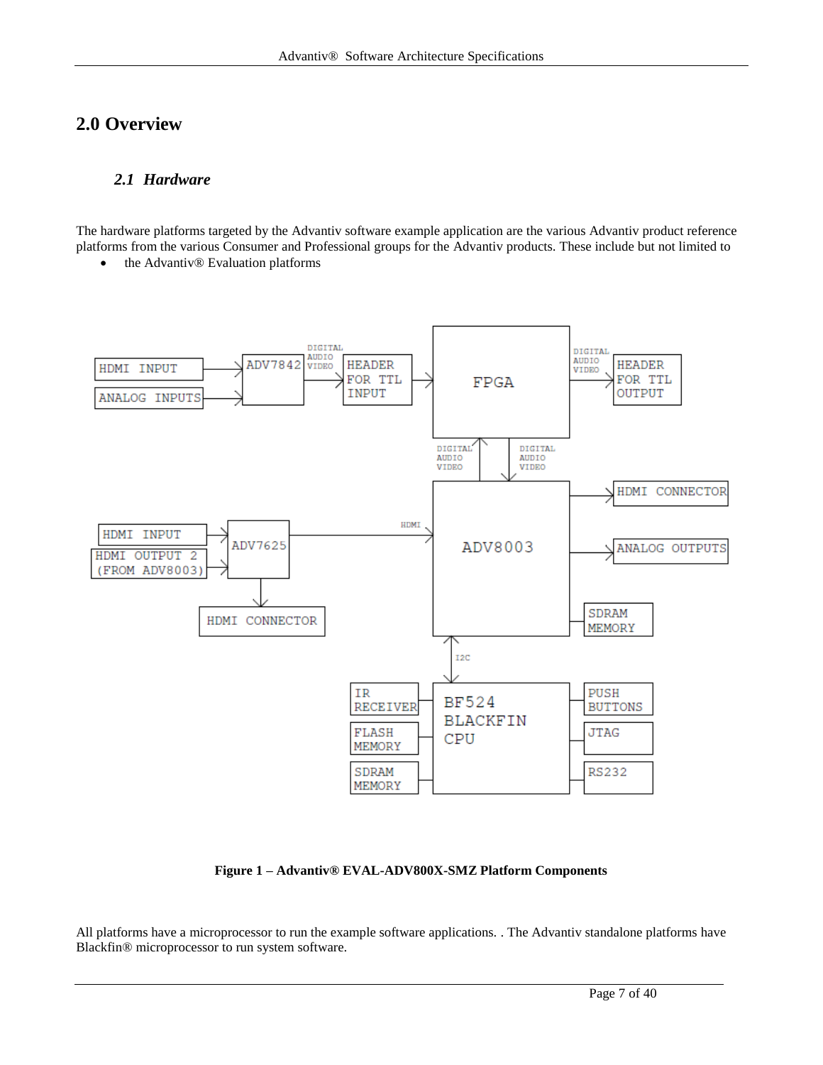# 2.0 Overview

## *2.1 Hardware*

The hardware platforms targeted by the Advantiv software example application are the various Advantiv product reference platforms from the various Consumer and Professional groups for the Advantiv products. These include but not limited to

- the Advantiv® Evaluation platforms

**Figure 1 – Advantiv® EVAL-ADV800X-SMZ Platform Components**

All platforms have a microprocessor to run the example software applications. . The Advantiv standalone platforms have Blackfin® microprocessor to run system software.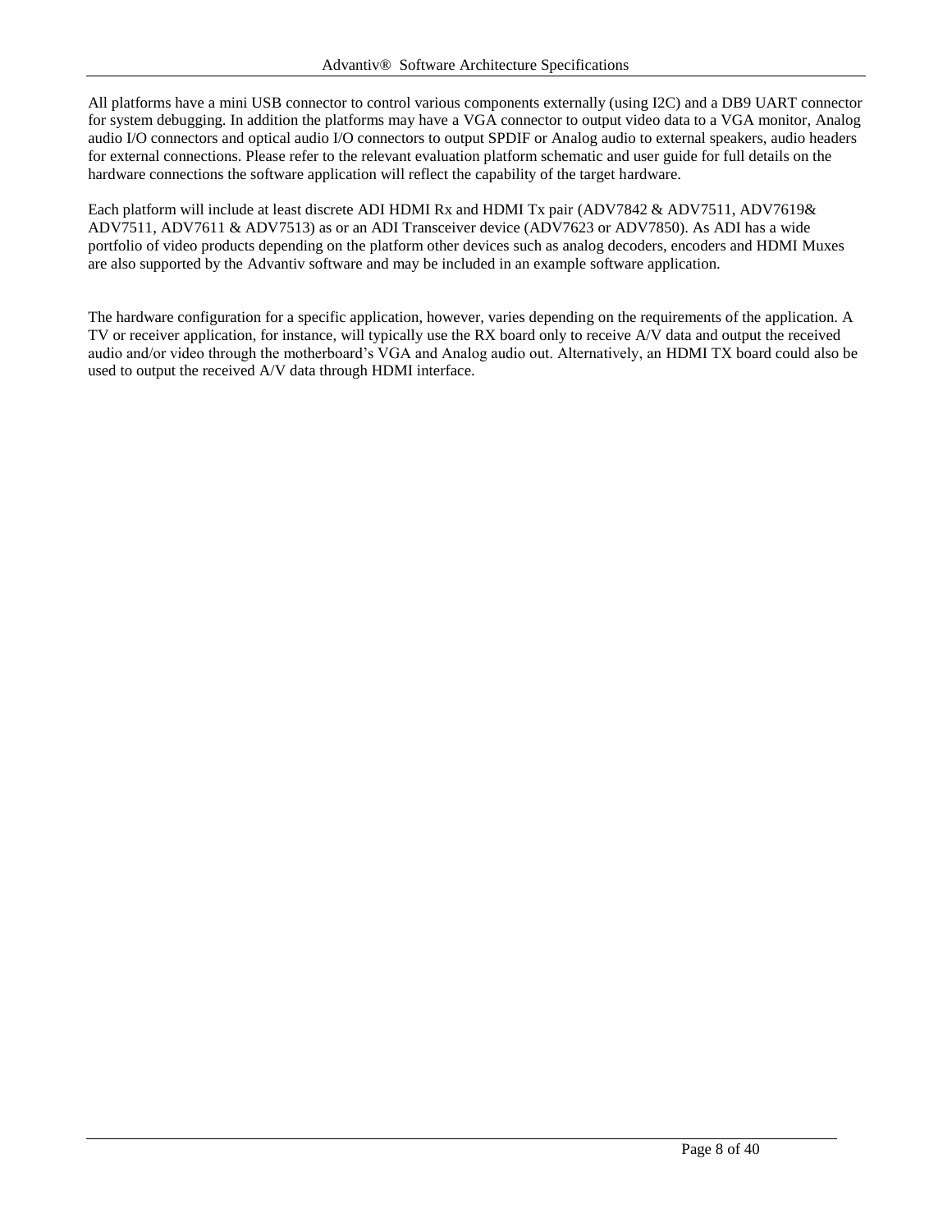All platforms have a mini USB connector to control various components externally (using I2C) and a DB9 UART connector for system debugging. In addition the platforms may have a VGA connector to output video data to a VGA monitor, Analog audio I/O connectors and optical audio I/O connectors to output SPDIF or Analog audio to external speakers, audio headers for external connections. Please refer to the relevant evaluation platform schematic and user guide for full details on the hardware connections the software application will reflect the capability of the target hardware.

Each platform will include at least discrete ADI HDMI Rx and HDMI Tx pair (ADV7842 & ADV7511, ADV7619& ADV7511, ADV7611 & ADV7513) as or an ADI Transceiver device (ADV7623 or ADV7850). As ADI has a wide portfolio of video products depending on the platform other devices such as analog decoders, encoders and HDMI Muxes are also supported by the Advantiv software and may be included in an example software application.

The hardware configuration for a specific application, however, varies depending on the requirements of the application. A TV or receiver application, for instance, will typically use the RX board only to receive A/V data and output the received audio and/or video through the motherboard's VGA and Analog audio out. Alternatively, an HDMI TX board could also be used to output the received A/V data through HDMI interface.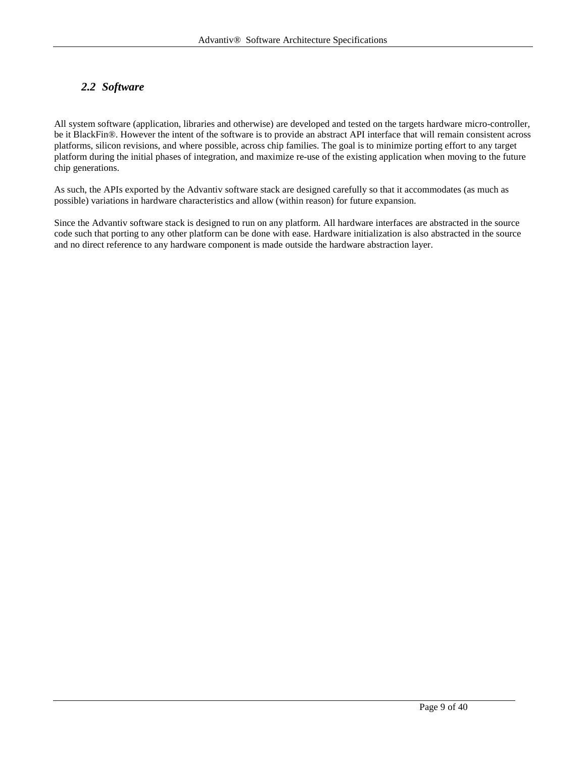## *2.2 Software*

All system software (application, libraries and otherwise) are developed and tested on the targets hardware micro-controller, be it BlackFin®. However the intent of the software is to provide an abstract API interface that will remain consistent across platforms, silicon revisions, and where possible, across chip families. The goal is to minimize porting effort to any target platform during the initial phases of integration, and maximize re-use of the existing application when moving to the future chip generations.

As such, the APIs exported by the Advantiv software stack are designed carefully so that it accommodates (as much as possible) variations in hardware characteristics and allow (within reason) for future expansion.

Since the Advantiv software stack is designed to run on any platform. All hardware interfaces are abstracted in the source code such that porting to any other platform can be done with ease. Hardware initialization is also abstracted in the source and no direct reference to any hardware component is made outside the hardware abstraction layer.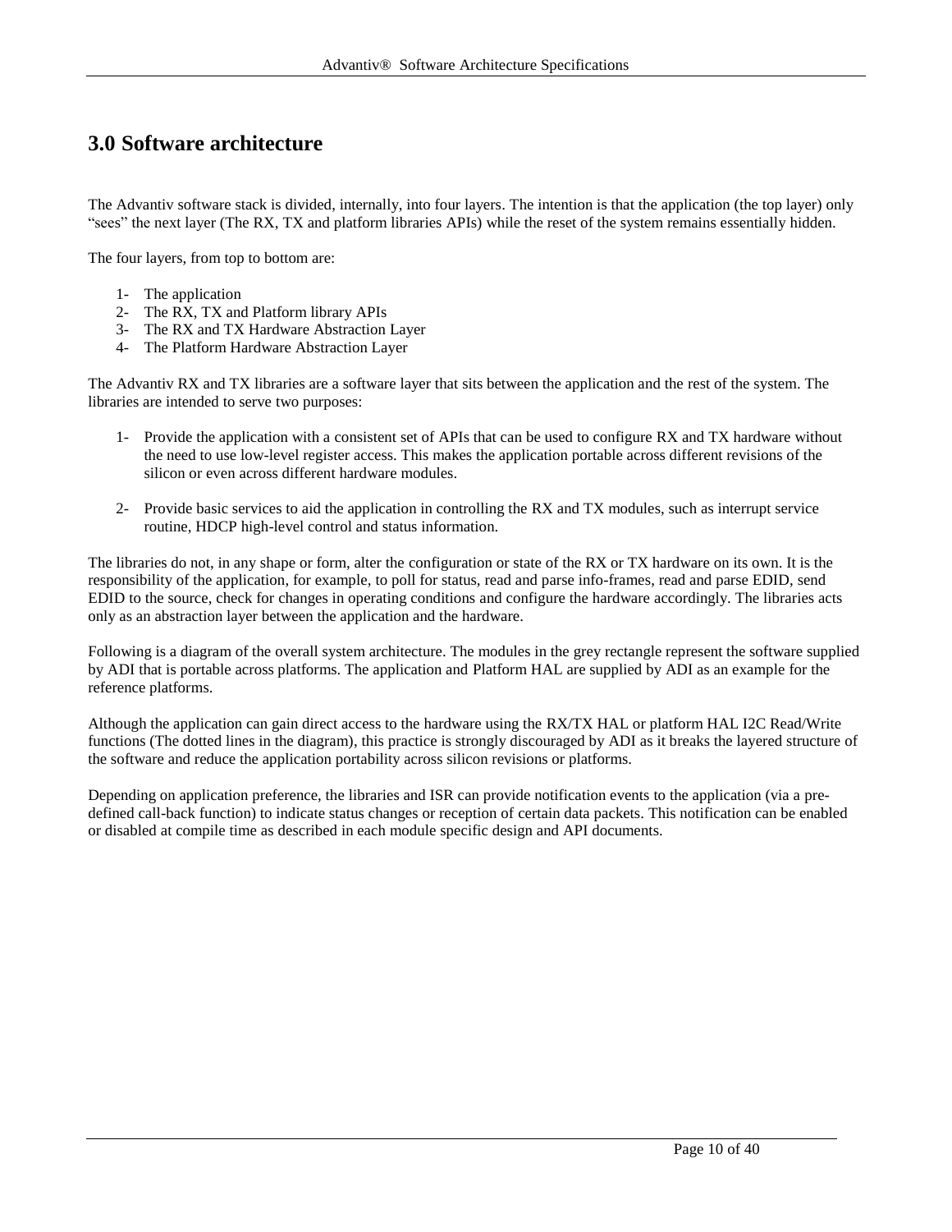# 3.0 Software architecture

The Advantiv software stack is divided, internally, into four layers. The intention is that the application (the top layer) only "sees" the next layer (The RX, TX and platform libraries APIs) while the reset of the system remains essentially hidden.

The four layers, from top to bottom are:

1- The application
2- The RX, TX and Platform library APIs
3- The RX and TX Hardware Abstraction Layer
4- The Platform Hardware Abstraction Layer

The Advantiv RX and TX libraries are a software layer that sits between the application and the rest of the system. The libraries are intended to serve two purposes:

1- Provide the application with a consistent set of APIs that can be used to configure RX and TX hardware without the need to use low-level register access. This makes the application portable across different revisions of the silicon or even across different hardware modules.

2- Provide basic services to aid the application in controlling the RX and TX modules, such as interrupt service routine, HDCP high-level control and status information.

The libraries do not, in any shape or form, alter the configuration or state of the RX or TX hardware on its own. It is the responsibility of the application, for example, to poll for status, read and parse info-frames, read and parse EDID, send EDID to the source, check for changes in operating conditions and configure the hardware accordingly. The libraries acts only as an abstraction layer between the application and the hardware.

Following is a diagram of the overall system architecture. The modules in the grey rectangle represent the software supplied by ADI that is portable across platforms. The application and Platform HAL are supplied by ADI as an example for the reference platforms.

Although the application can gain direct access to the hardware using the RX/TX HAL or platform HAL I2C Read/Write functions (The dotted lines in the diagram), this practice is strongly discouraged by ADI as it breaks the layered structure of the software and reduce the application portability across silicon revisions or platforms.

Depending on application preference, the libraries and ISR can provide notification events to the application (via a pre-defined call-back function) to indicate status changes or reception of certain data packets. This notification can be enabled or disabled at compile time as described in each module specific design and API documents.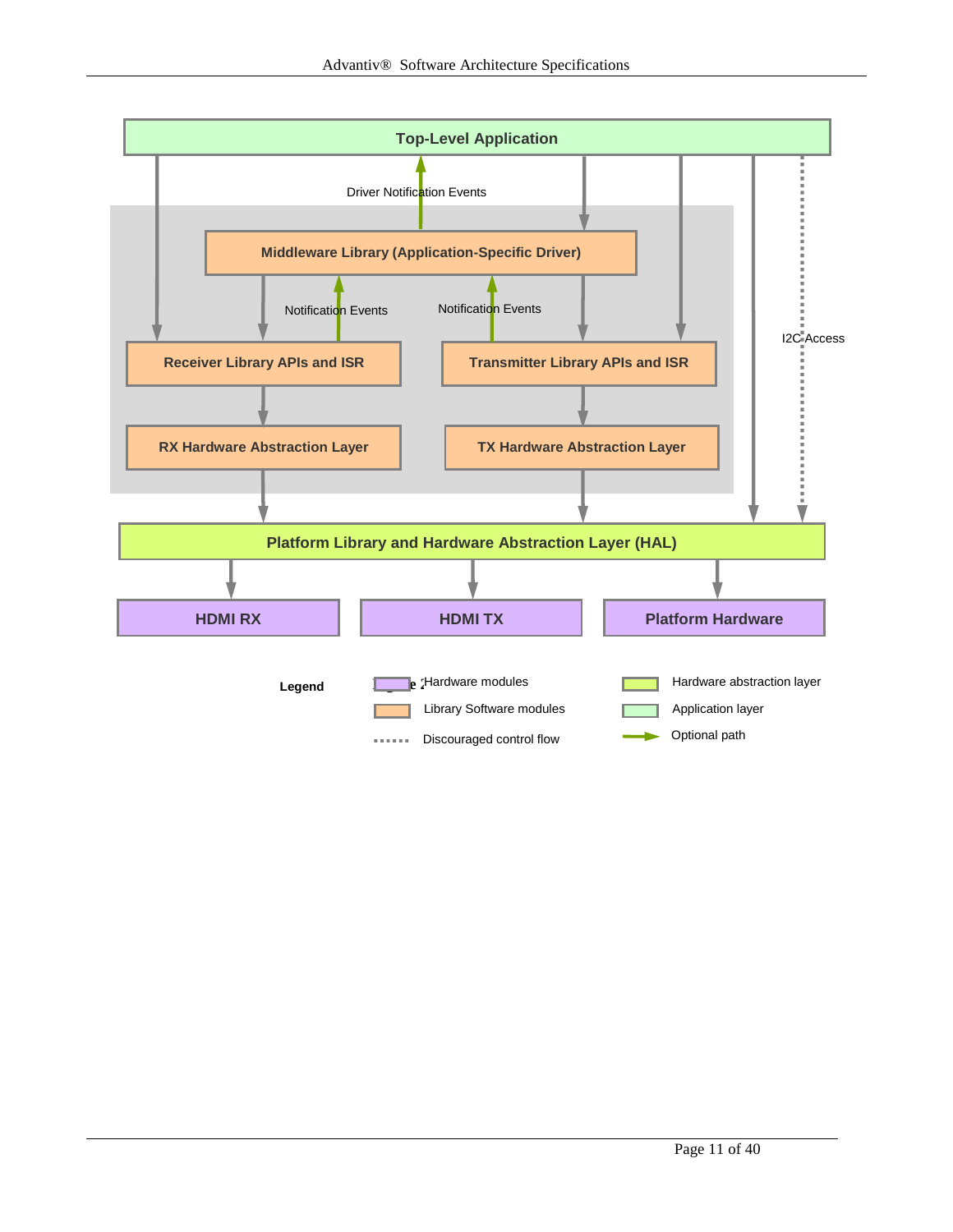Top-Level Application

Driver Notification Events

Middleware Library (Application-Specific Driver)

Notification Events

Notification Events

Receiver Library APIs and ISR

Transmitter Library APIs and ISR

I2C Access

RX Hardware Abstraction Layer

TX Hardware Abstraction Layer

Platform Library and Hardware Abstraction Layer (HAL)

HDMI RX

HDMI TX

Platform Hardware

**Legend**

- Hardware modules
- Library Software modules
- Discouraged control flow
- Hardware abstraction layer
- Application layer
- Optional path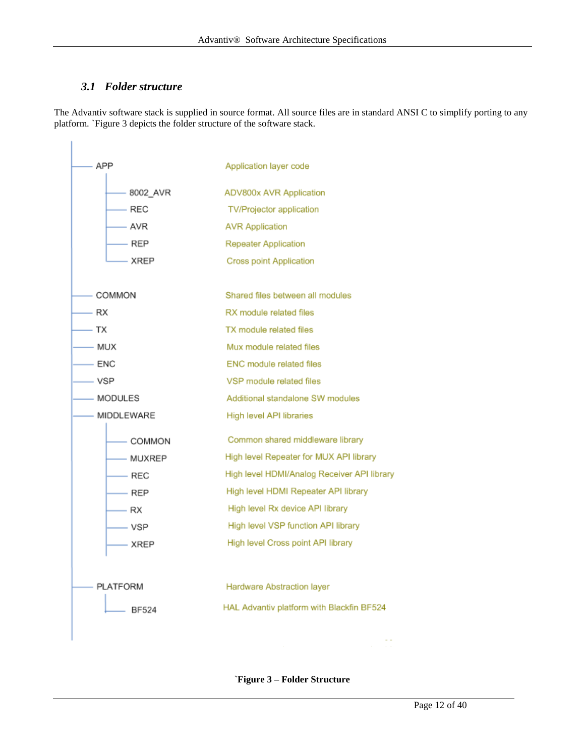### *3.1 Folder structure*

The Advantiv software stack is supplied in source format. All source files are in standard ANSI C to simplify porting to any platform. `Figure 3 depicts the folder structure of the software stack.

```
|
|---- APP                     Application layer code
|      |---- 8002_AVR         ADV800x AVR Application
|      |---- REC              TV/Projector application
|      |---- AVR              AVR Application
|      |---- REP              Repeater Application
|      |---- XREP             Cross point Application
|
|---- COMMON                  Shared files between all modules
|---- RX                      RX module related files
|---- TX                      TX module related files
|---- MUX                     Mux module related files
|---- ENC                     ENC module related files
|---- VSP                     VSP module related files
|---- MODULES                 Additional standalone SW modules
|---- MIDDLEWARE              High level API libraries
|      |---- COMMON           Common shared middleware library
|      |---- MUXREP           High level Repeater for MUX API library
|      |---- REC              High level HDMI/Analog Receiver API library
|      |---- REP              High level HDMI Repeater API library
|      |---- RX               High level Rx device API library
|      |---- VSP              High level VSP function API library
|      |---- XREP             High level Cross point API library
|
|---- PLATFORM                Hardware Abstraction layer
|      |---- BF524            HAL Advantiv platform with Blackfin BF524
|
```

**`Figure 3 – Folder Structure**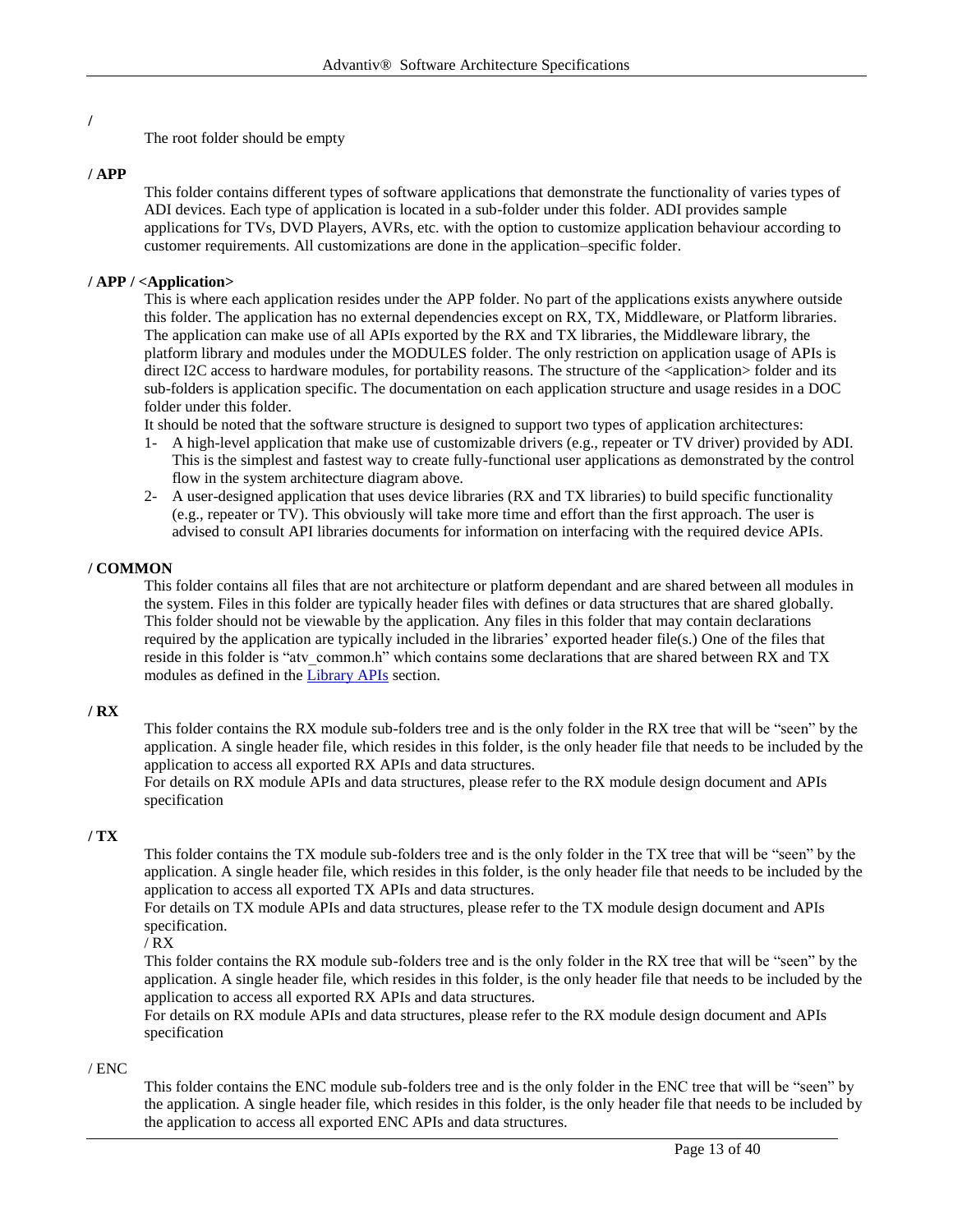**/**

The root folder should be empty

**/ APP**

This folder contains different types of software applications that demonstrate the functionality of varies types of ADI devices. Each type of application is located in a sub-folder under this folder. ADI provides sample applications for TVs, DVD Players, AVRs, etc. with the option to customize application behaviour according to customer requirements. All customizations are done in the application–specific folder.

**/ APP / <Application>**

This is where each application resides under the APP folder. No part of the applications exists anywhere outside this folder. The application has no external dependencies except on RX, TX, Middleware, or Platform libraries. The application can make use of all APIs exported by the RX and TX libraries, the Middleware library, the platform library and modules under the MODULES folder. The only restriction on application usage of APIs is direct I2C access to hardware modules, for portability reasons. The structure of the <application> folder and its sub-folders is application specific. The documentation on each application structure and usage resides in a DOC folder under this folder.

It should be noted that the software structure is designed to support two types of application architectures:

1- A high-level application that make use of customizable drivers (e.g., repeater or TV driver) provided by ADI. This is the simplest and fastest way to create fully-functional user applications as demonstrated by the control flow in the system architecture diagram above.
2- A user-designed application that uses device libraries (RX and TX libraries) to build specific functionality (e.g., repeater or TV). This obviously will take more time and effort than the first approach. The user is advised to consult API libraries documents for information on interfacing with the required device APIs.

**/ COMMON**

This folder contains all files that are not architecture or platform dependant and are shared between all modules in the system. Files in this folder are typically header files with defines or data structures that are shared globally. This folder should not be viewable by the application. Any files in this folder that may contain declarations required by the application are typically included in the libraries' exported header file(s.) One of the files that reside in this folder is "atv_common.h" which contains some declarations that are shared between RX and TX modules as defined in the Library APIs section.

**/ RX**

This folder contains the RX module sub-folders tree and is the only folder in the RX tree that will be "seen" by the application. A single header file, which resides in this folder, is the only header file that needs to be included by the application to access all exported RX APIs and data structures.

For details on RX module APIs and data structures, please refer to the RX module design document and APIs specification

**/ TX**

This folder contains the TX module sub-folders tree and is the only folder in the TX tree that will be "seen" by the application. A single header file, which resides in this folder, is the only header file that needs to be included by the application to access all exported TX APIs and data structures.

For details on TX module APIs and data structures, please refer to the TX module design document and APIs specification.

/ RX

This folder contains the RX module sub-folders tree and is the only folder in the RX tree that will be "seen" by the application. A single header file, which resides in this folder, is the only header file that needs to be included by the application to access all exported RX APIs and data structures.

For details on RX module APIs and data structures, please refer to the RX module design document and APIs specification

/ ENC

This folder contains the ENC module sub-folders tree and is the only folder in the ENC tree that will be "seen" by the application. A single header file, which resides in this folder, is the only header file that needs to be included by the application to access all exported ENC APIs and data structures.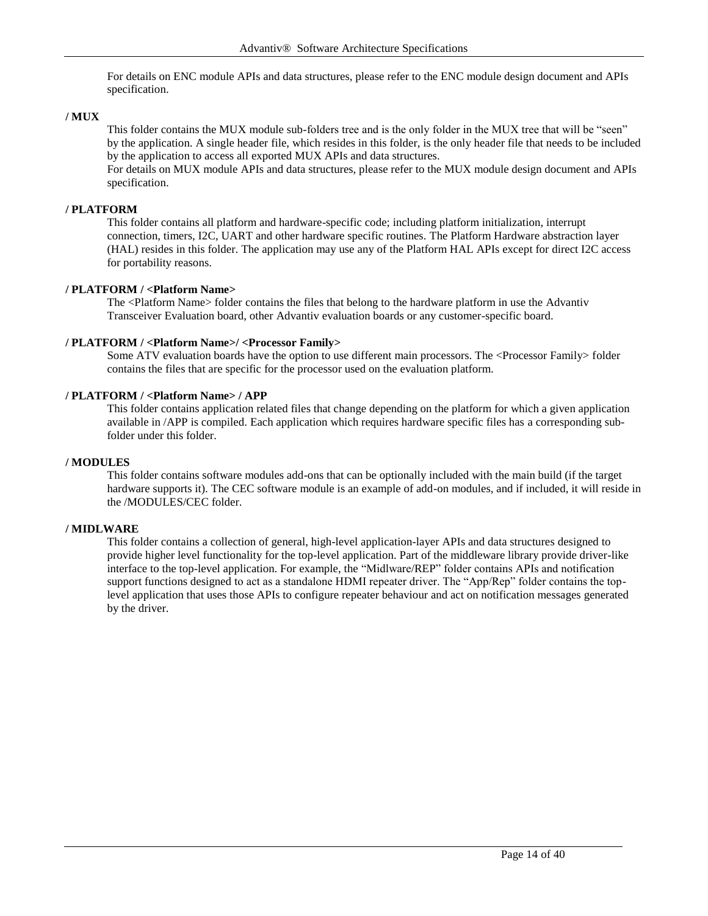For details on ENC module APIs and data structures, please refer to the ENC module design document and APIs specification.

**/ MUX**

This folder contains the MUX module sub-folders tree and is the only folder in the MUX tree that will be "seen" by the application. A single header file, which resides in this folder, is the only header file that needs to be included by the application to access all exported MUX APIs and data structures.
For details on MUX module APIs and data structures, please refer to the MUX module design document and APIs specification.

**/ PLATFORM**

This folder contains all platform and hardware-specific code; including platform initialization, interrupt connection, timers, I2C, UART and other hardware specific routines. The Platform Hardware abstraction layer (HAL) resides in this folder. The application may use any of the Platform HAL APIs except for direct I2C access for portability reasons.

**/ PLATFORM / <Platform Name>**

The <Platform Name> folder contains the files that belong to the hardware platform in use the Advantiv Transceiver Evaluation board, other Advantiv evaluation boards or any customer-specific board.

**/ PLATFORM / <Platform Name>/ <Processor Family>**

Some ATV evaluation boards have the option to use different main processors. The <Processor Family> folder contains the files that are specific for the processor used on the evaluation platform.

**/ PLATFORM / <Platform Name> / APP**

This folder contains application related files that change depending on the platform for which a given application available in /APP is compiled. Each application which requires hardware specific files has a corresponding sub-folder under this folder.

**/ MODULES**

This folder contains software modules add-ons that can be optionally included with the main build (if the target hardware supports it). The CEC software module is an example of add-on modules, and if included, it will reside in the /MODULES/CEC folder.

**/ MIDLWARE**

This folder contains a collection of general, high-level application-layer APIs and data structures designed to provide higher level functionality for the top-level application. Part of the middleware library provide driver-like interface to the top-level application. For example, the "Midlware/REP" folder contains APIs and notification support functions designed to act as a standalone HDMI repeater driver. The "App/Rep" folder contains the top-level application that uses those APIs to configure repeater behaviour and act on notification messages generated by the driver.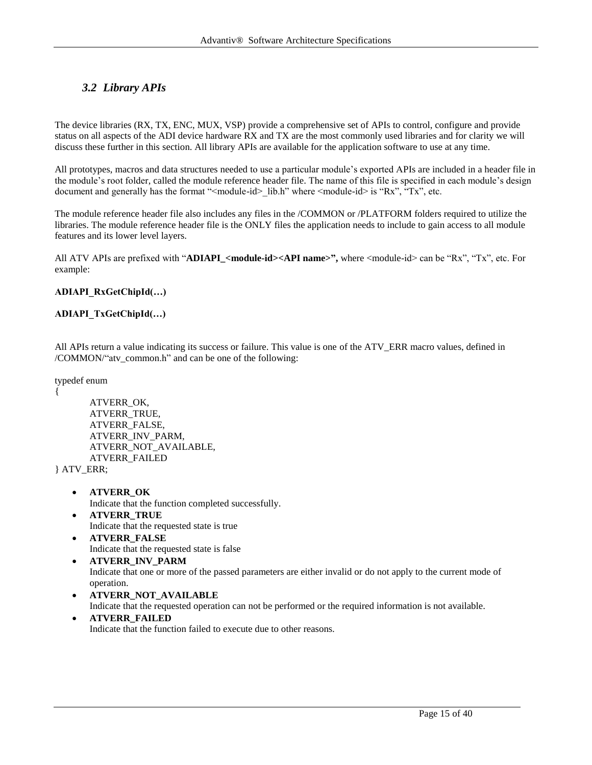## *3.2 Library APIs*

The device libraries (RX, TX, ENC, MUX, VSP) provide a comprehensive set of APIs to control, configure and provide status on all aspects of the ADI device hardware RX and TX are the most commonly used libraries and for clarity we will discuss these further in this section. All library APIs are available for the application software to use at any time.

All prototypes, macros and data structures needed to use a particular module's exported APIs are included in a header file in the module's root folder, called the module reference header file. The name of this file is specified in each module's design document and generally has the format "<module-id>_lib.h" where <module-id> is "Rx", "Tx", etc.

The module reference header file also includes any files in the /COMMON or /PLATFORM folders required to utilize the libraries. The module reference header file is the ONLY files the application needs to include to gain access to all module features and its lower level layers.

All ATV APIs are prefixed with "**ADIAPI_<module-id><API name>",** where <module-id> can be "Rx", "Tx", etc. For example:

**ADIAPI_RxGetChipId(…)**

**ADIAPI_TxGetChipId(…)**

All APIs return a value indicating its success or failure. This value is one of the ATV_ERR macro values, defined in /COMMON/"atv_common.h" and can be one of the following:

```
typedef enum
{
        ATVERR_OK,
        ATVERR_TRUE,
        ATVERR_FALSE,
        ATVERR_INV_PARM,
        ATVERR_NOT_AVAILABLE,
        ATVERR_FAILED
} ATV_ERR;
```

- **ATVERR_OK**
  Indicate that the function completed successfully.
- **ATVERR_TRUE**
  Indicate that the requested state is true
- **ATVERR_FALSE**
  Indicate that the requested state is false
- **ATVERR_INV_PARM**
  Indicate that one or more of the passed parameters are either invalid or do not apply to the current mode of operation.
- **ATVERR_NOT_AVAILABLE**
  Indicate that the requested operation can not be performed or the required information is not available.
- **ATVERR_FAILED**
  Indicate that the function failed to execute due to other reasons.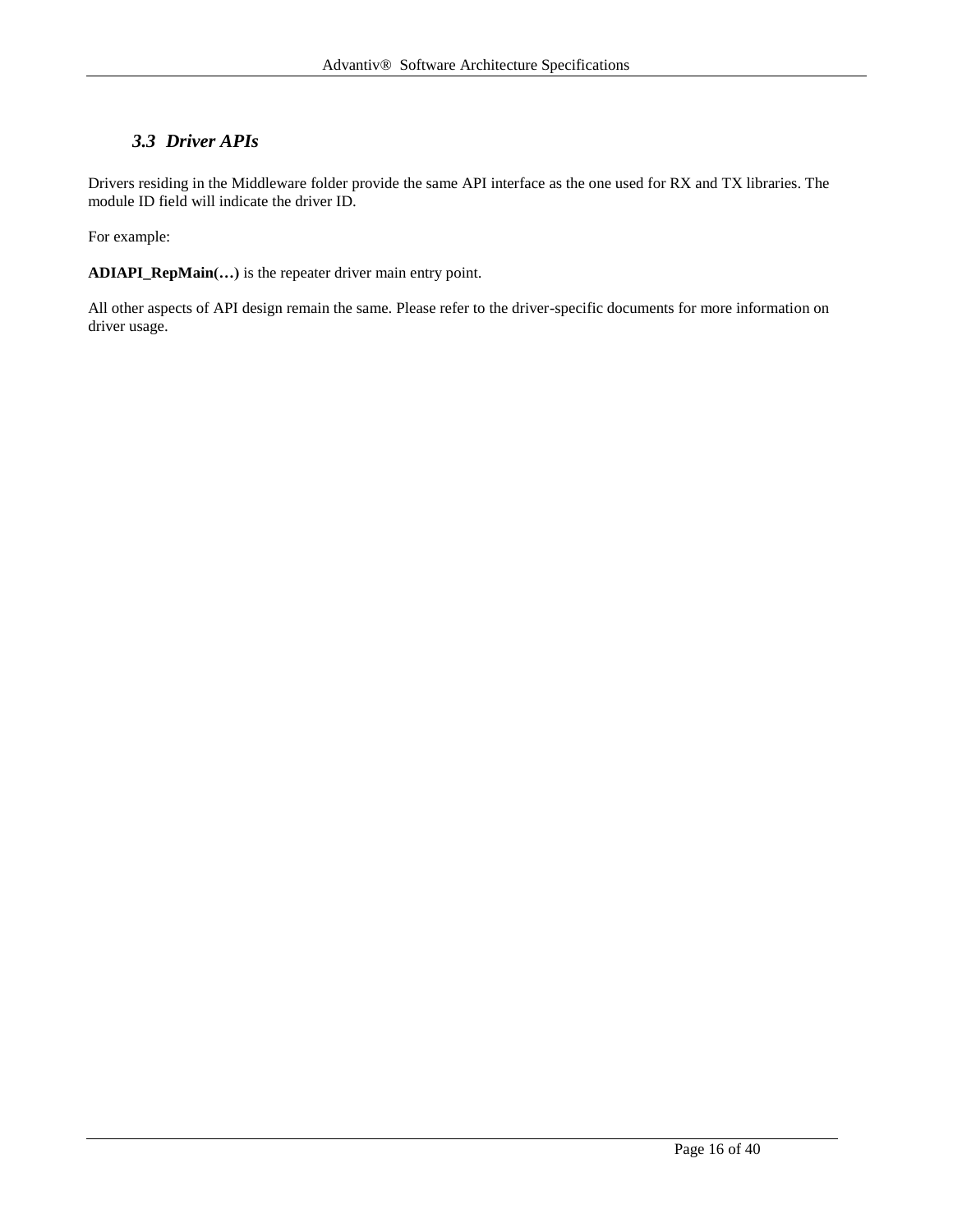### *3.3 Driver APIs*

Drivers residing in the Middleware folder provide the same API interface as the one used for RX and TX libraries. The module ID field will indicate the driver ID.

For example:

**ADIAPI_RepMain(…)** is the repeater driver main entry point.

All other aspects of API design remain the same. Please refer to the driver-specific documents for more information on driver usage.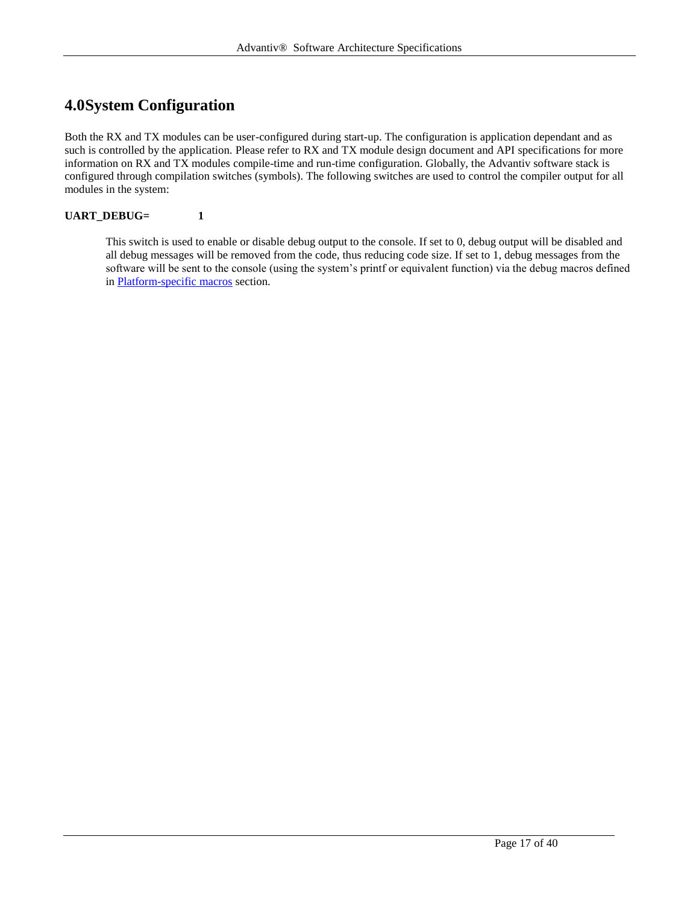# 4.0 System Configuration

Both the RX and TX modules can be user-configured during start-up. The configuration is application dependant and as such is controlled by the application. Please refer to RX and TX module design document and API specifications for more information on RX and TX modules compile-time and run-time configuration. Globally, the Advantiv software stack is configured through compilation switches (symbols). The following switches are used to control the compiler output for all modules in the system:

**UART_DEBUG=        1**

This switch is used to enable or disable debug output to the console. If set to 0, debug output will be disabled and all debug messages will be removed from the code, thus reducing code size. If set to 1, debug messages from the software will be sent to the console (using the system's printf or equivalent function) via the debug macros defined in Platform-specific macros section.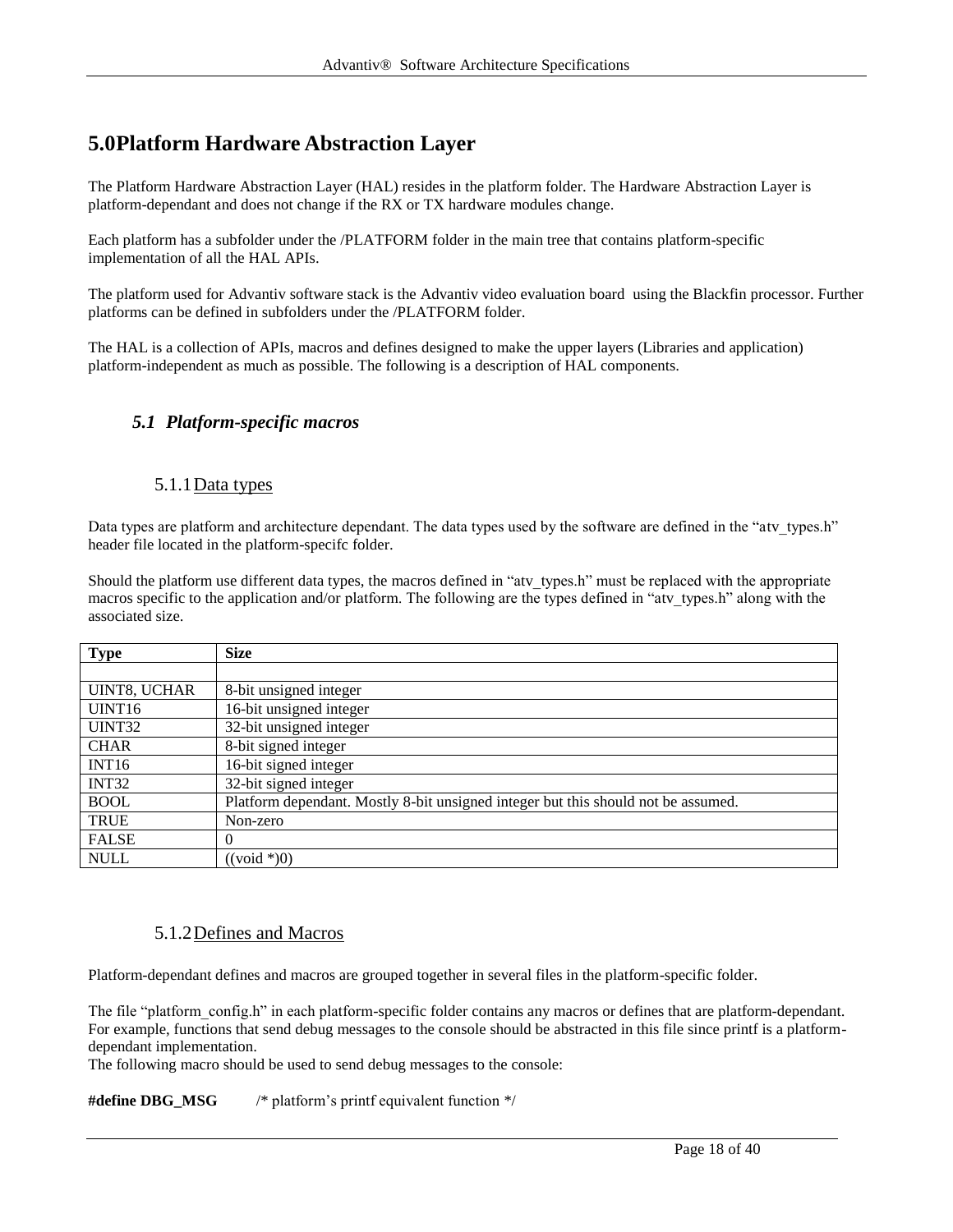# 5.0 Platform Hardware Abstraction Layer

The Platform Hardware Abstraction Layer (HAL) resides in the platform folder. The Hardware Abstraction Layer is platform-dependant and does not change if the RX or TX hardware modules change.

Each platform has a subfolder under the /PLATFORM folder in the main tree that contains platform-specific implementation of all the HAL APIs.

The platform used for Advantiv software stack is the Advantiv video evaluation board using the Blackfin processor. Further platforms can be defined in subfolders under the /PLATFORM folder.

The HAL is a collection of APIs, macros and defines designed to make the upper layers (Libraries and application) platform-independent as much as possible. The following is a description of HAL components.

## *5.1 Platform-specific macros*

### 5.1.1 Data types

Data types are platform and architecture dependant. The data types used by the software are defined in the "atv_types.h" header file located in the platform-specifc folder.

Should the platform use different data types, the macros defined in "atv_types.h" must be replaced with the appropriate macros specific to the application and/or platform. The following are the types defined in "atv_types.h" along with the associated size.

| **Type** | **Size** |
|---|---|
| | |
| UINT8, UCHAR | 8-bit unsigned integer |
| UINT16 | 16-bit unsigned integer |
| UINT32 | 32-bit unsigned integer |
| CHAR | 8-bit signed integer |
| INT16 | 16-bit signed integer |
| INT32 | 32-bit signed integer |
| BOOL | Platform dependant. Mostly 8-bit unsigned integer but this should not be assumed. |
| TRUE | Non-zero |
| FALSE | 0 |
| NULL | ((void *)0) |

### 5.1.2 Defines and Macros

Platform-dependant defines and macros are grouped together in several files in the platform-specific folder.

The file "platform_config.h" in each platform-specific folder contains any macros or defines that are platform-dependant. For example, functions that send debug messages to the console should be abstracted in this file since printf is a platform-dependant implementation.
The following macro should be used to send debug messages to the console:

**#define DBG_MSG** /* platform's printf equivalent function */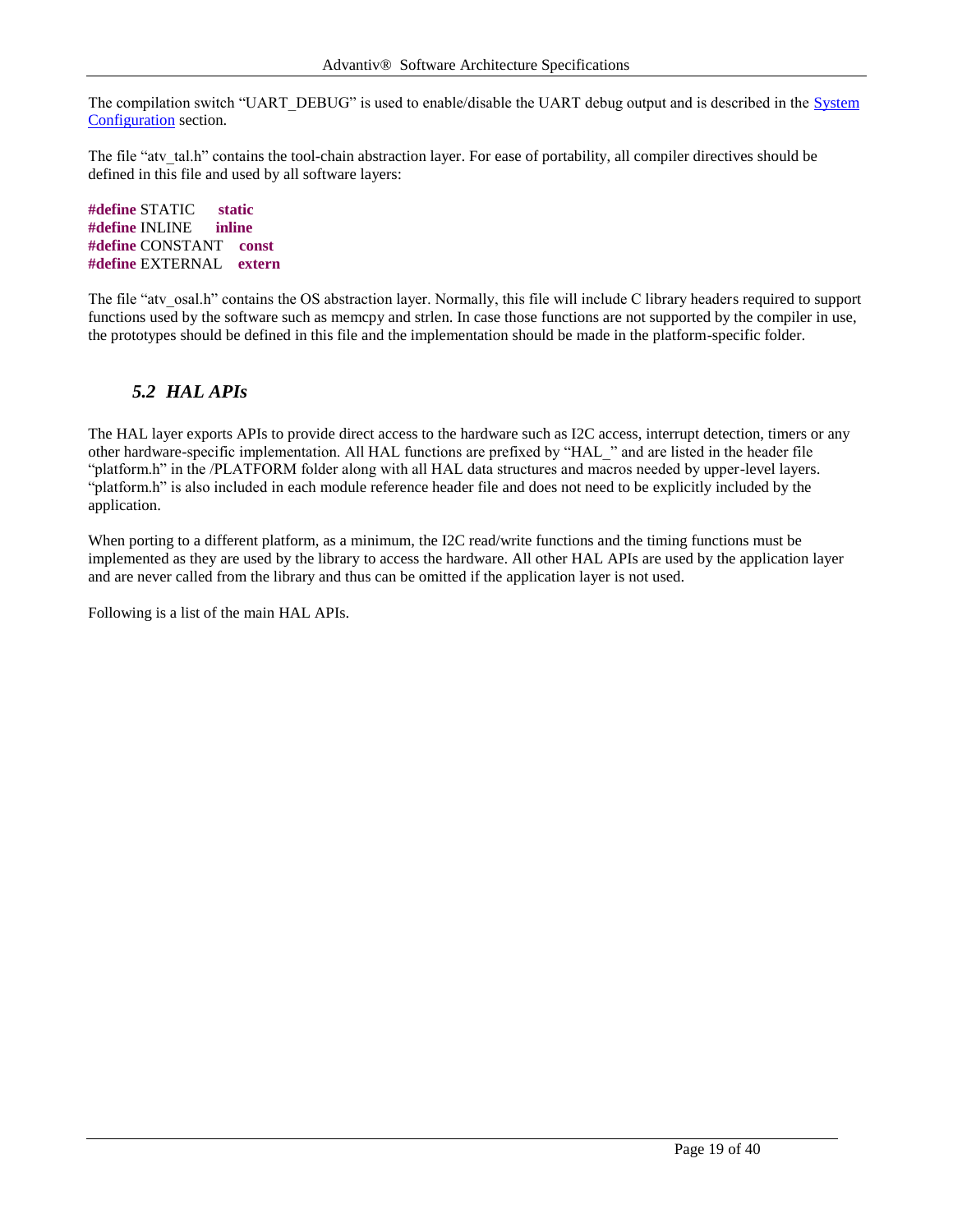The compilation switch "UART_DEBUG" is used to enable/disable the UART debug output and is described in the System Configuration section.

The file "atv_tal.h" contains the tool-chain abstraction layer. For ease of portability, all compiler directives should be defined in this file and used by all software layers:

```
#define STATIC      static
#define INLINE      inline
#define CONSTANT    const
#define EXTERNAL    extern
```

The file "atv_osal.h" contains the OS abstraction layer. Normally, this file will include C library headers required to support functions used by the software such as memcpy and strlen. In case those functions are not supported by the compiler in use, the prototypes should be defined in this file and the implementation should be made in the platform-specific folder.

## *5.2 HAL APIs*

The HAL layer exports APIs to provide direct access to the hardware such as I2C access, interrupt detection, timers or any other hardware-specific implementation. All HAL functions are prefixed by "HAL_" and are listed in the header file "platform.h" in the /PLATFORM folder along with all HAL data structures and macros needed by upper-level layers. "platform.h" is also included in each module reference header file and does not need to be explicitly included by the application.

When porting to a different platform, as a minimum, the I2C read/write functions and the timing functions must be implemented as they are used by the library to access the hardware. All other HAL APIs are used by the application layer and are never called from the library and thus can be omitted if the application layer is not used.

Following is a list of the main HAL APIs.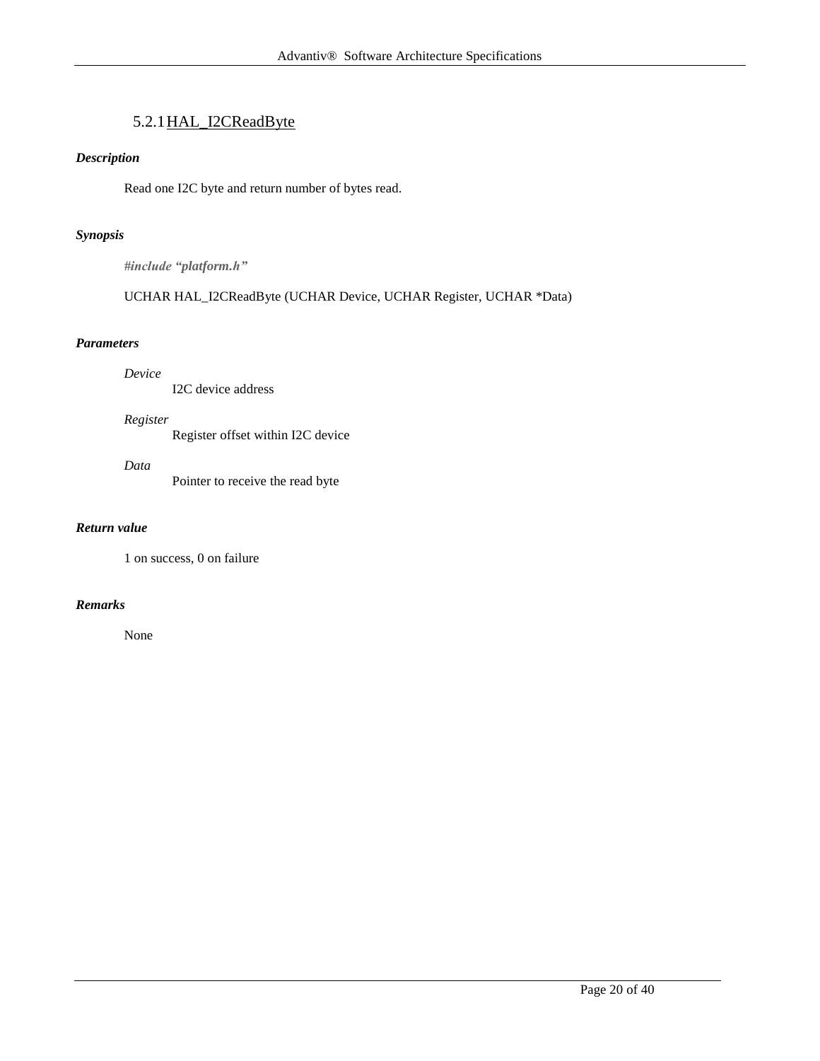### 5.2.1 HAL_I2CReadByte

***Description***

Read one I2C byte and return number of bytes read.

***Synopsis***

***#include "platform.h"***

UCHAR HAL_I2CReadByte (UCHAR Device, UCHAR Register, UCHAR *Data)

***Parameters***

*Device*
    I2C device address

*Register*
    Register offset within I2C device

*Data*
    Pointer to receive the read byte

***Return value***

1 on success, 0 on failure

***Remarks***

None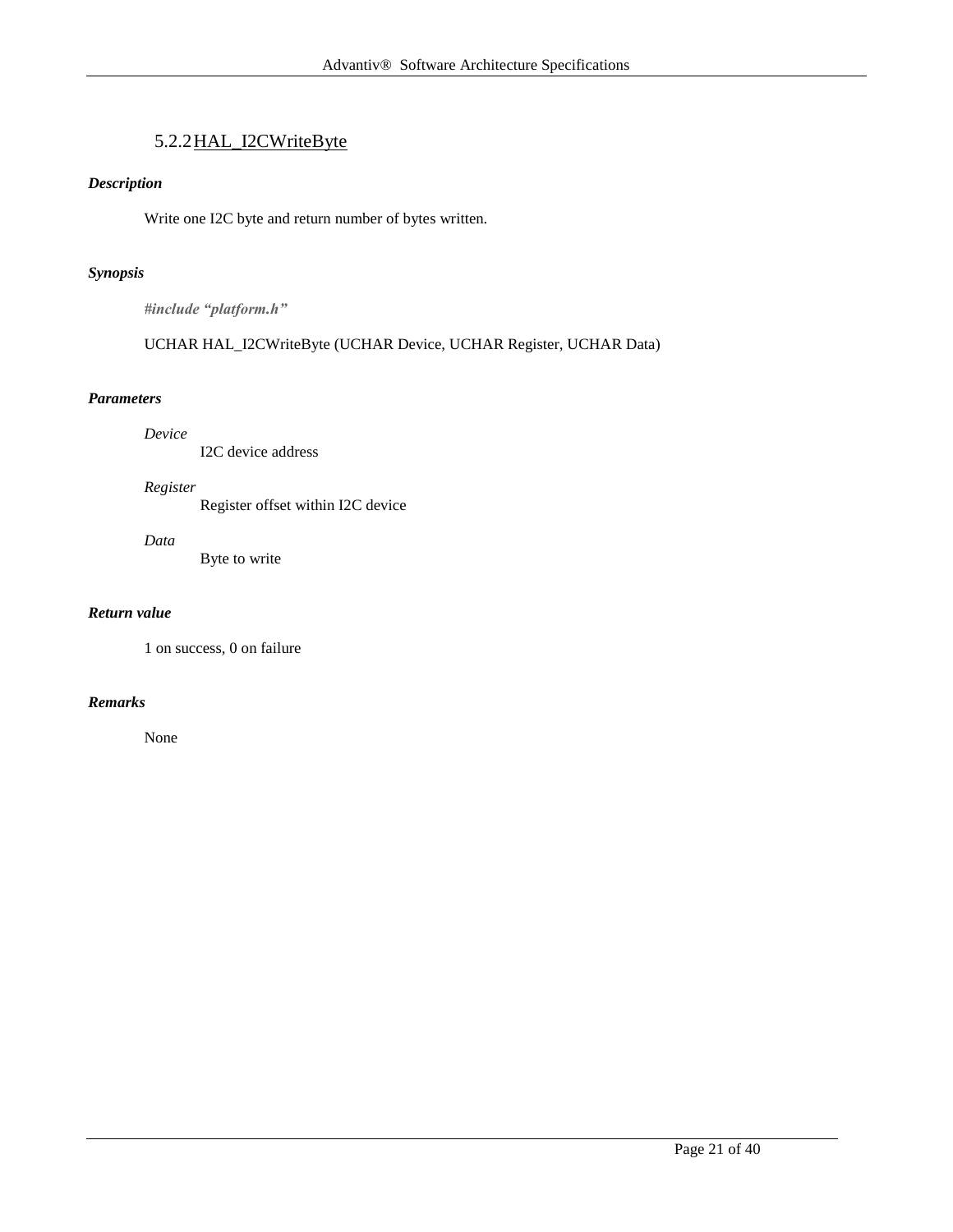### 5.2.2 HAL_I2CWriteByte

***Description***

Write one I2C byte and return number of bytes written.

***Synopsis***

***#include "platform.h"***

UCHAR HAL_I2CWriteByte (UCHAR Device, UCHAR Register, UCHAR Data)

***Parameters***

*Device*
I2C device address

*Register*
Register offset within I2C device

*Data*
Byte to write

***Return value***

1 on success, 0 on failure

***Remarks***

None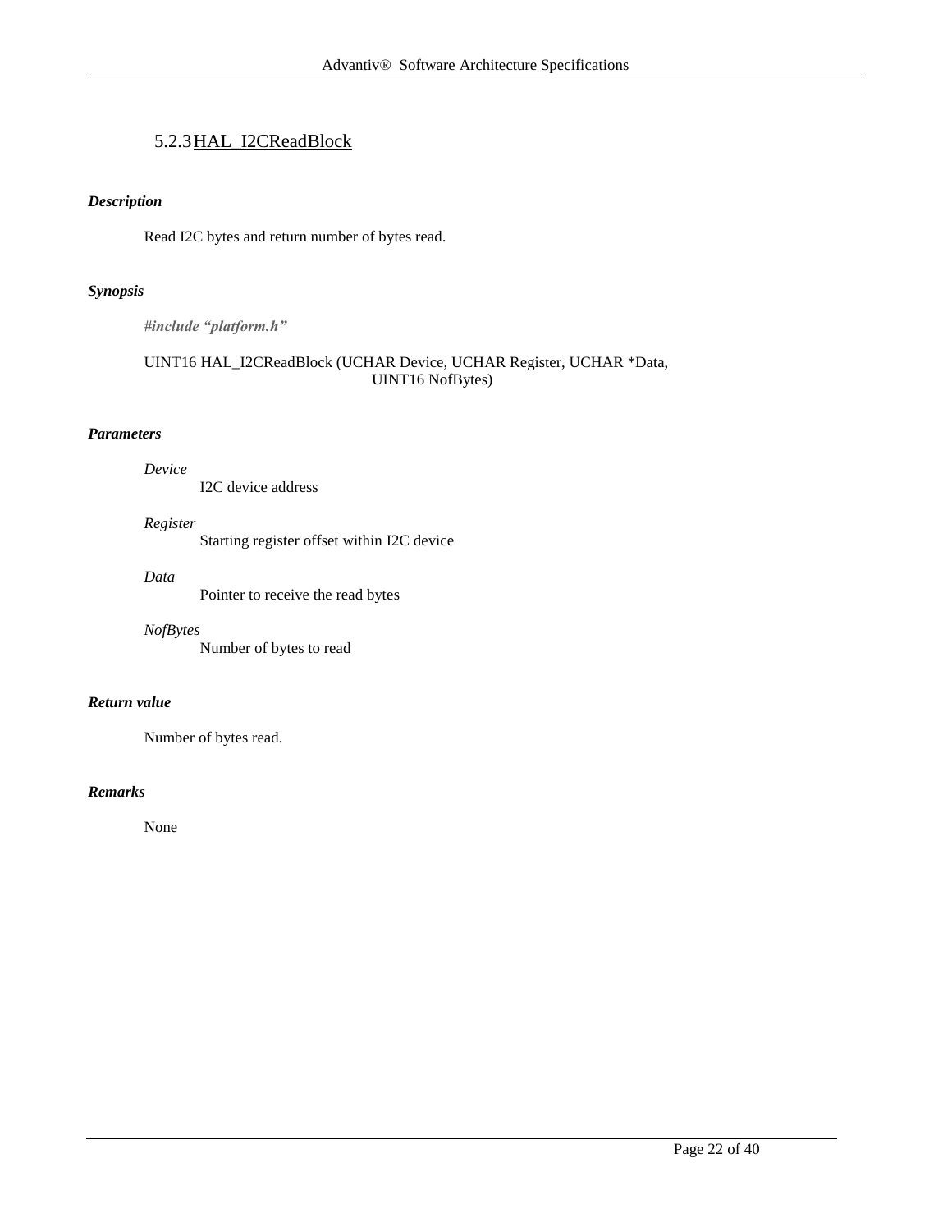### 5.2.3 HAL_I2CReadBlock

***Description***

Read I2C bytes and return number of bytes read.

***Synopsis***

***#include "platform.h"***

```
UINT16 HAL_I2CReadBlock (UCHAR Device, UCHAR Register, UCHAR *Data,
                         UINT16 NofBytes)
```

***Parameters***

*Device*
I2C device address

*Register*
Starting register offset within I2C device

*Data*
Pointer to receive the read bytes

*NofBytes*
Number of bytes to read

***Return value***

Number of bytes read.

***Remarks***

None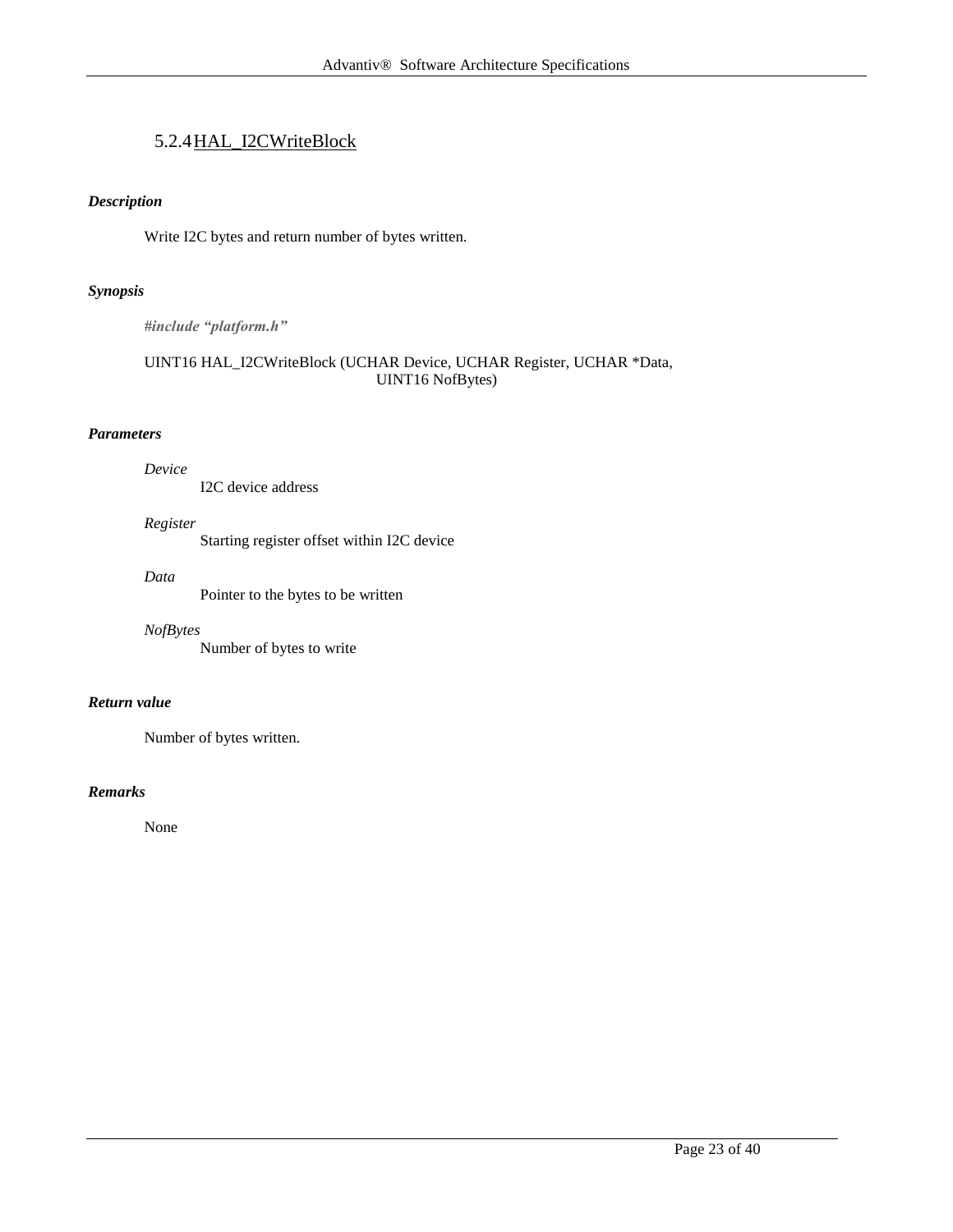### 5.2.4 HAL_I2CWriteBlock

***Description***

Write I2C bytes and return number of bytes written.

***Synopsis***

***#include "platform.h"***

```
UINT16 HAL_I2CWriteBlock (UCHAR Device, UCHAR Register, UCHAR *Data,
                          UINT16 NofBytes)
```

***Parameters***

*Device*
: I2C device address

*Register*
: Starting register offset within I2C device

*Data*
: Pointer to the bytes to be written

*NofBytes*
: Number of bytes to write

***Return value***

Number of bytes written.

***Remarks***

None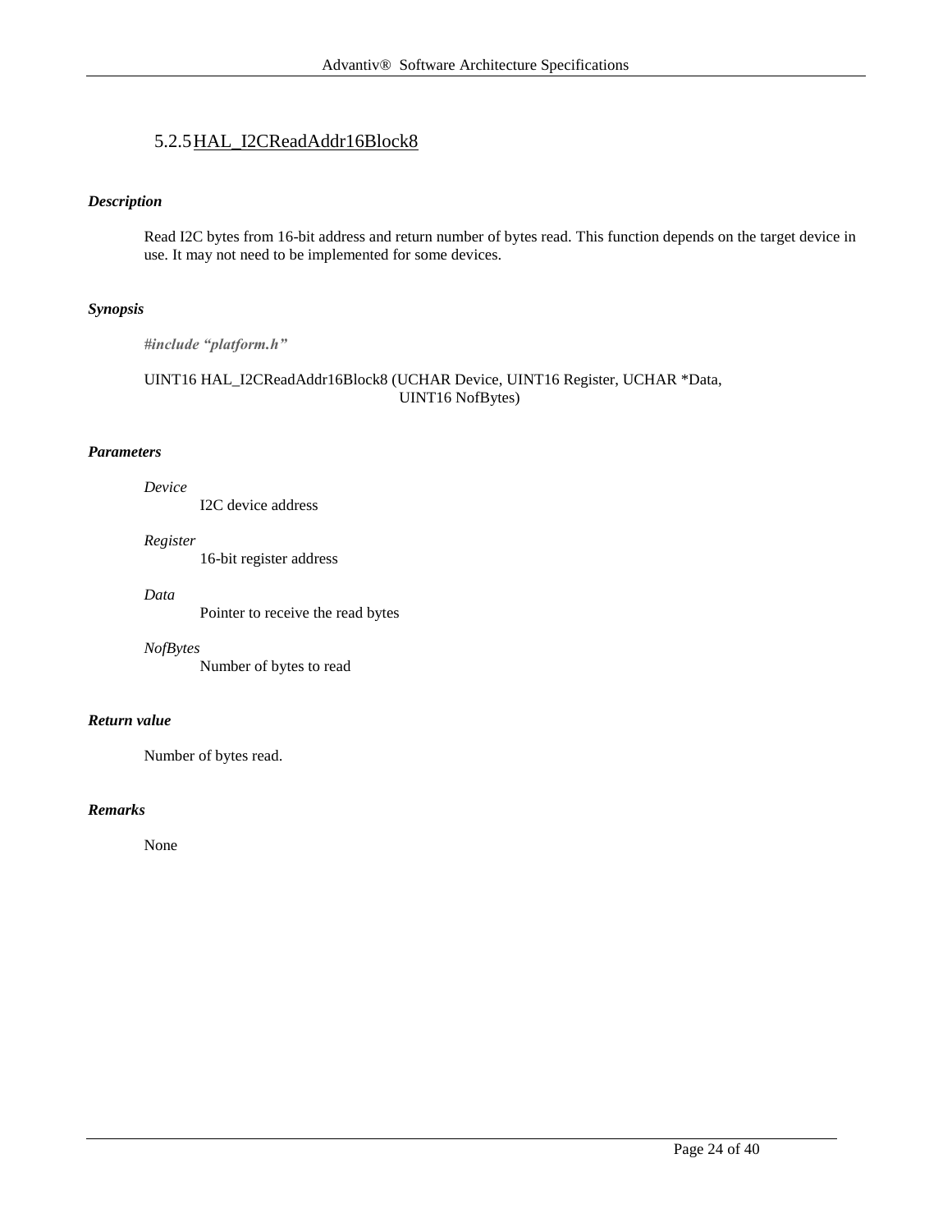### 5.2.5 HAL_I2CReadAddr16Block8

***Description***

Read I2C bytes from 16-bit address and return number of bytes read. This function depends on the target device in use. It may not need to be implemented for some devices.

***Synopsis***

***#include "platform.h"***

```
UINT16 HAL_I2CReadAddr16Block8 (UCHAR Device, UINT16 Register, UCHAR *Data,
                                UINT16 NofBytes)
```

***Parameters***

*Device*
I2C device address

*Register*
16-bit register address

*Data*
Pointer to receive the read bytes

*NofBytes*
Number of bytes to read

***Return value***

Number of bytes read.

***Remarks***

None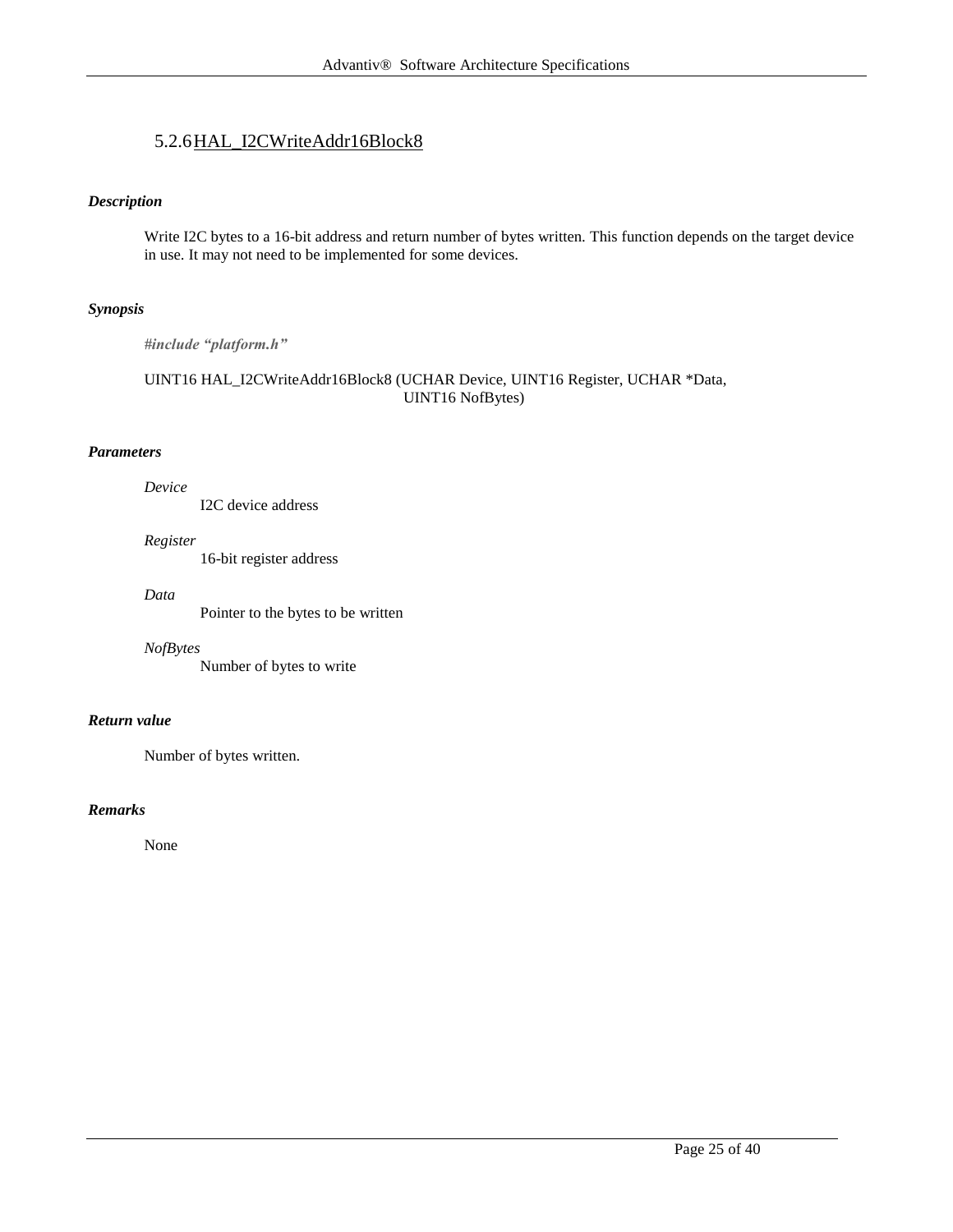### 5.2.6 HAL_I2CWriteAddr16Block8

***Description***

Write I2C bytes to a 16-bit address and return number of bytes written. This function depends on the target device in use. It may not need to be implemented for some devices.

***Synopsis***

***#include "platform.h"***

```
UINT16 HAL_I2CWriteAddr16Block8 (UCHAR Device, UINT16 Register, UCHAR *Data,
                                 UINT16 NofBytes)
```

***Parameters***

*Device*
I2C device address

*Register*
16-bit register address

*Data*
Pointer to the bytes to be written

*NofBytes*
Number of bytes to write

***Return value***

Number of bytes written.

***Remarks***

None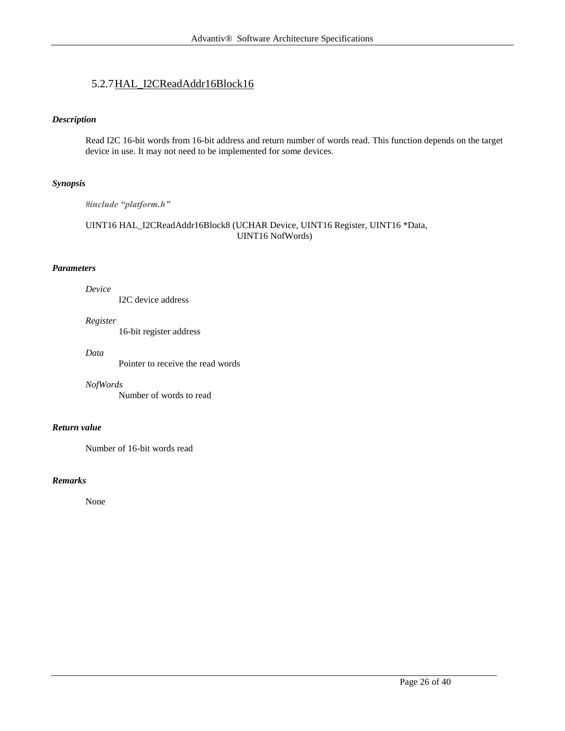### 5.2.7 HAL_I2CReadAddr16Block16

***Description***

Read I2C 16-bit words from 16-bit address and return number of words read. This function depends on the target device in use. It may not need to be implemented for some devices.

***Synopsis***

***#include "platform.h"***

```
UINT16 HAL_I2CReadAddr16Block8 (UCHAR Device, UINT16 Register, UINT16 *Data,
                                UINT16 NofWords)
```

***Parameters***

*Device*
: I2C device address

*Register*
: 16-bit register address

*Data*
: Pointer to receive the read words

*NofWords*
: Number of words to read

***Return value***

Number of 16-bit words read

***Remarks***

None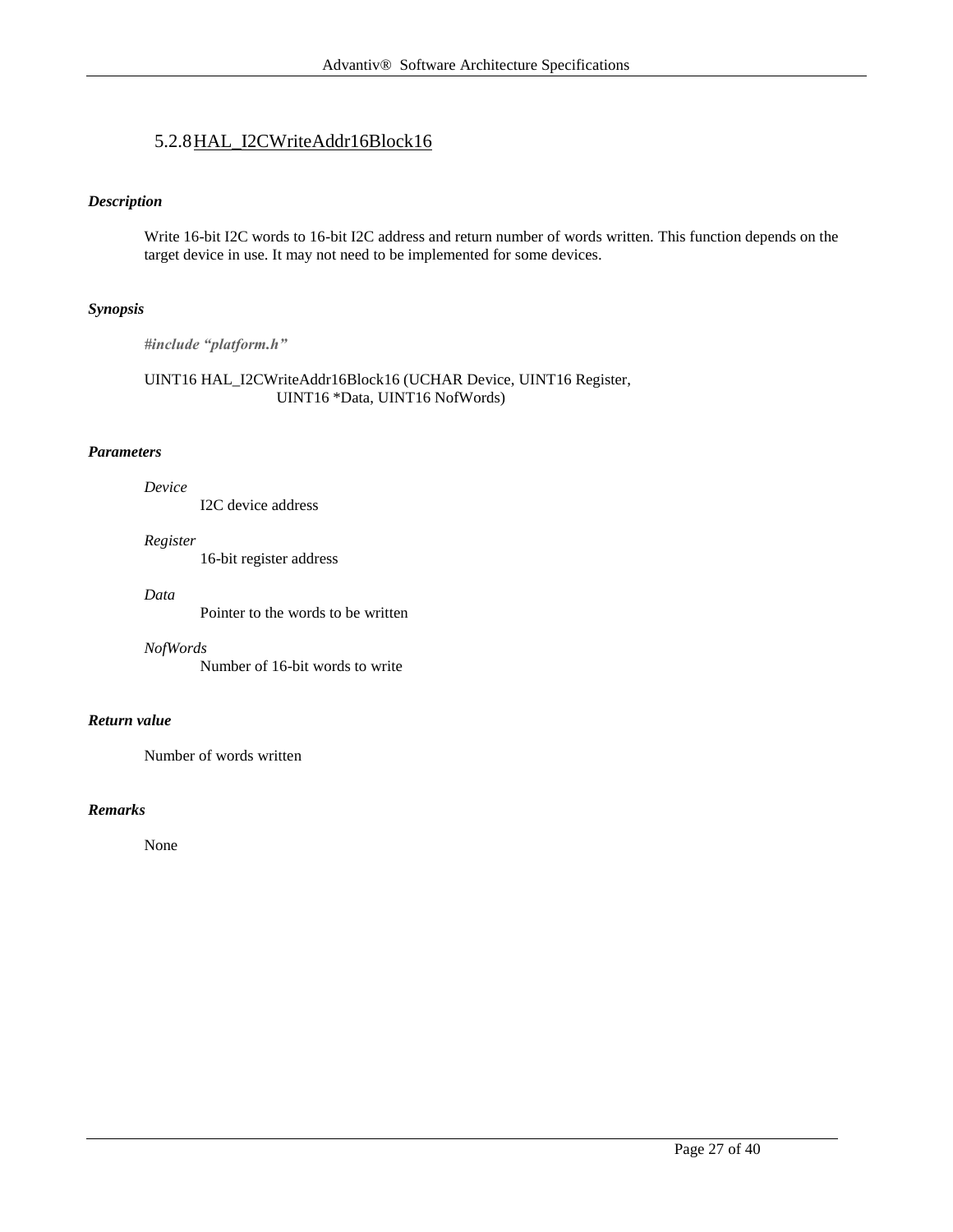### 5.2.8 HAL_I2CWriteAddr16Block16

***Description***

Write 16-bit I2C words to 16-bit I2C address and return number of words written. This function depends on the target device in use. It may not need to be implemented for some devices.

***Synopsis***

***#include "platform.h"***

```
UINT16 HAL_I2CWriteAddr16Block16 (UCHAR Device, UINT16 Register,
                UINT16 *Data, UINT16 NofWords)
```

***Parameters***

*Device*
: I2C device address

*Register*
: 16-bit register address

*Data*
: Pointer to the words to be written

*NofWords*
: Number of 16-bit words to write

***Return value***

Number of words written

***Remarks***

None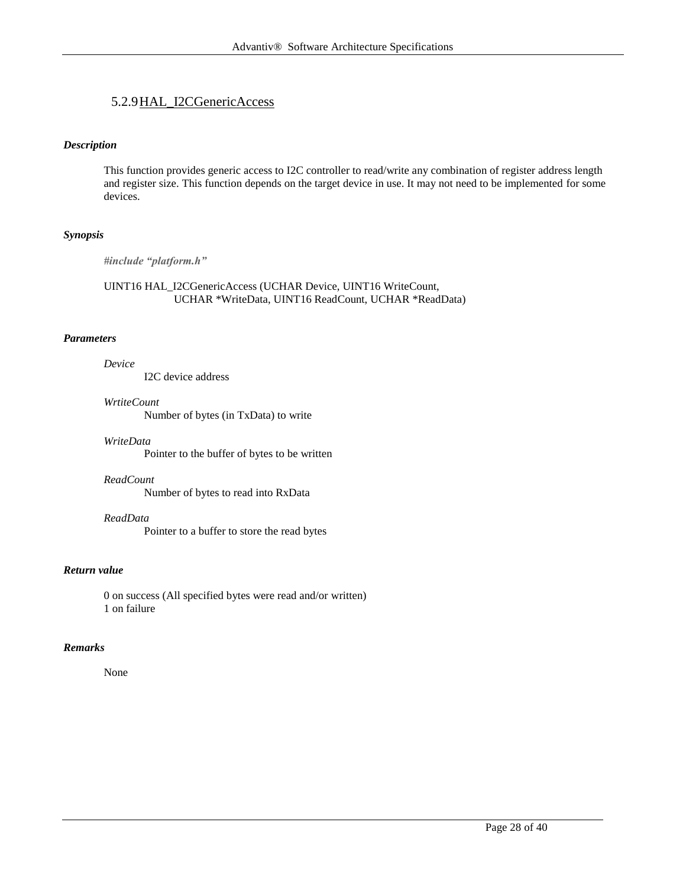### 5.2.9 HAL_I2CGenericAccess

***Description***

This function provides generic access to I2C controller to read/write any combination of register address length and register size. This function depends on the target device in use. It may not need to be implemented for some devices.

***Synopsis***

***#include "platform.h"***

```
UINT16 HAL_I2CGenericAccess (UCHAR Device, UINT16 WriteCount,
        UCHAR *WriteData, UINT16 ReadCount, UCHAR *ReadData)
```

***Parameters***

*Device*
I2C device address

*WrtiteCount*
Number of bytes (in TxData) to write

*WriteData*
Pointer to the buffer of bytes to be written

*ReadCount*
Number of bytes to read into RxData

*ReadData*
Pointer to a buffer to store the read bytes

***Return value***

0 on success (All specified bytes were read and/or written)
1 on failure

***Remarks***

None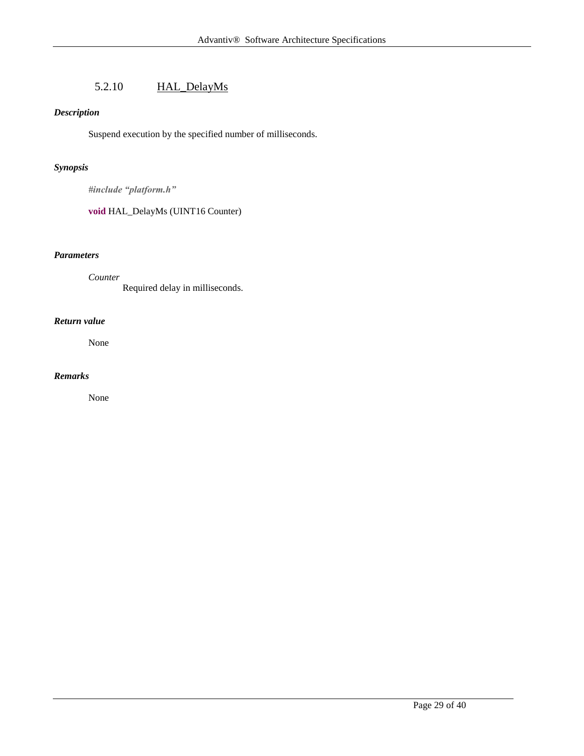### 5.2.10 HAL_DelayMs

***Description***

Suspend execution by the specified number of milliseconds.

***Synopsis***

```
#include "platform.h"

void HAL_DelayMs (UINT16 Counter)
```

***Parameters***

*Counter*
Required delay in milliseconds.

***Return value***

None

***Remarks***

None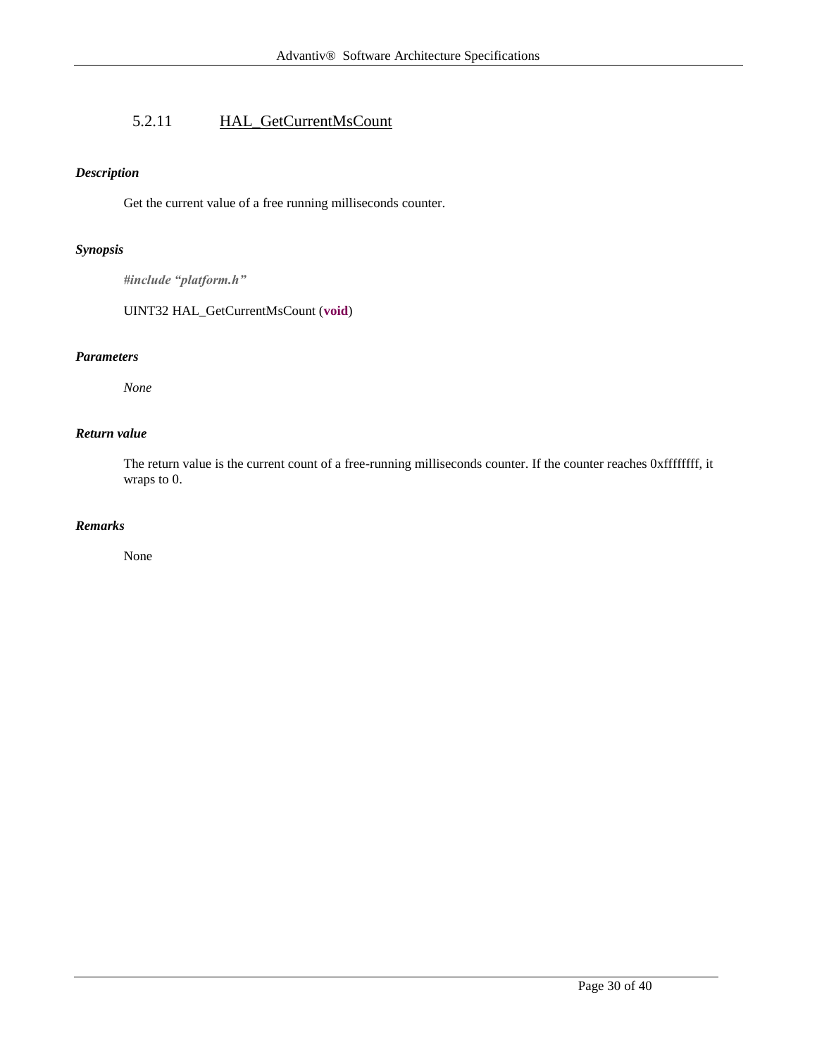### 5.2.11 HAL_GetCurrentMsCount

***Description***

Get the current value of a free running milliseconds counter.

***Synopsis***

***#include "platform.h"***

```
UINT32 HAL_GetCurrentMsCount (void)
```

***Parameters***

*None*

***Return value***

The return value is the current count of a free-running milliseconds counter. If the counter reaches 0xffffffff, it wraps to 0.

***Remarks***

None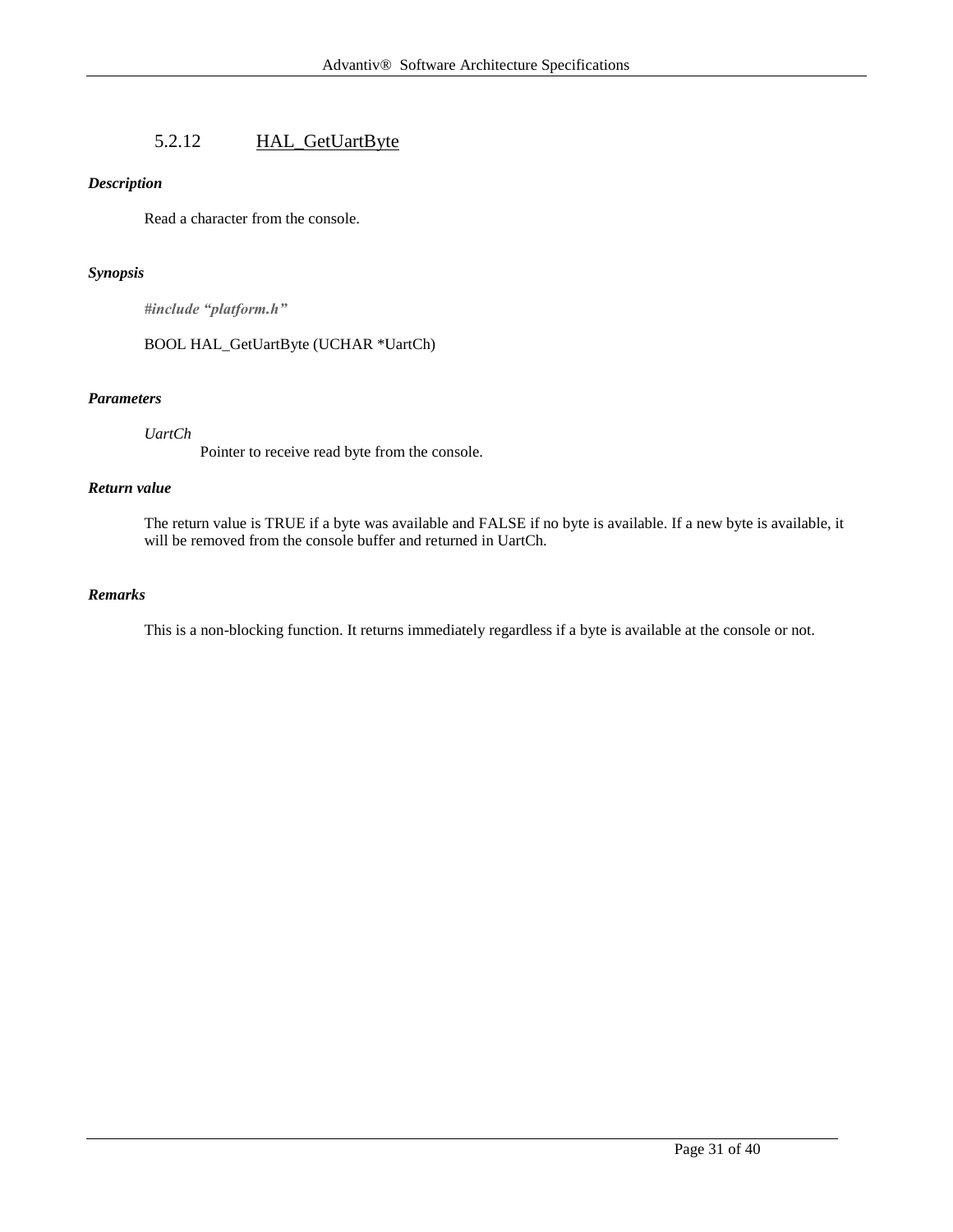### 5.2.12 HAL_GetUartByte

***Description***

Read a character from the console.

***Synopsis***

***#include "platform.h"***

BOOL HAL_GetUartByte (UCHAR *UartCh)

***Parameters***

*UartCh*

Pointer to receive read byte from the console.

***Return value***

The return value is TRUE if a byte was available and FALSE if no byte is available. If a new byte is available, it will be removed from the console buffer and returned in UartCh.

***Remarks***

This is a non-blocking function. It returns immediately regardless if a byte is available at the console or not.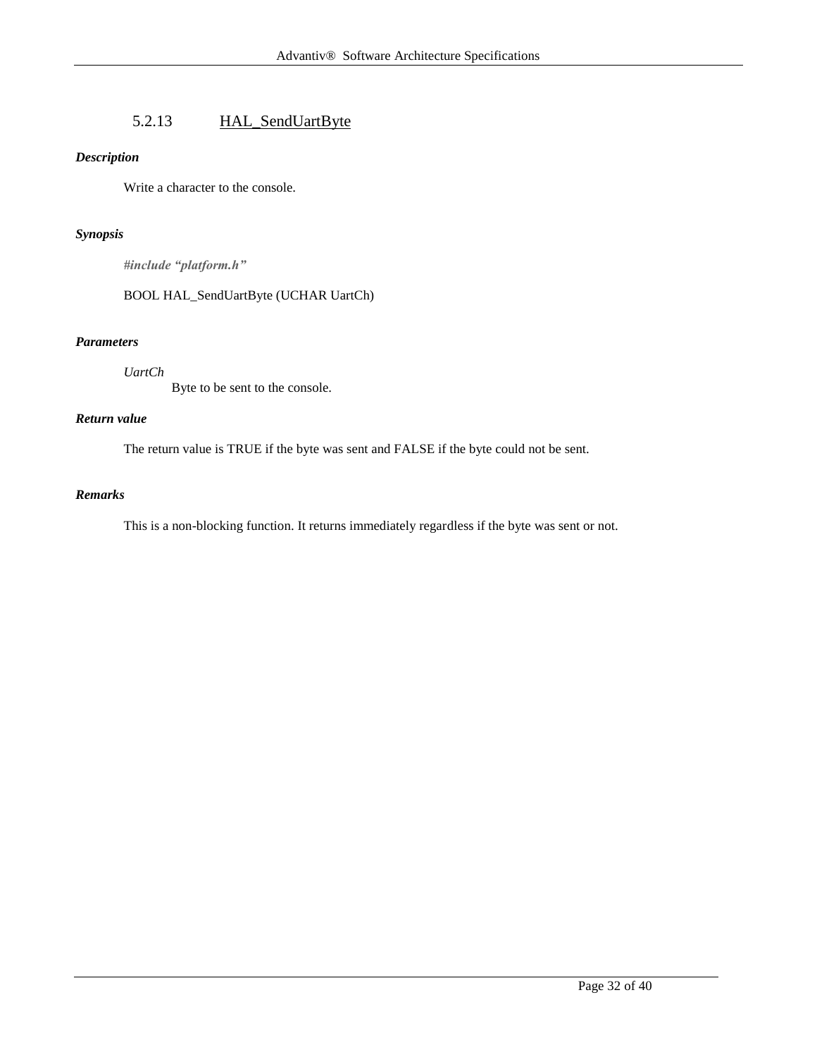### 5.2.13 HAL_SendUartByte

***Description***

Write a character to the console.

***Synopsis***

***#include "platform.h"***

```
BOOL HAL_SendUartByte (UCHAR UartCh)
```

***Parameters***

*UartCh*
Byte to be sent to the console.

***Return value***

The return value is TRUE if the byte was sent and FALSE if the byte could not be sent.

***Remarks***

This is a non-blocking function. It returns immediately regardless if the byte was sent or not.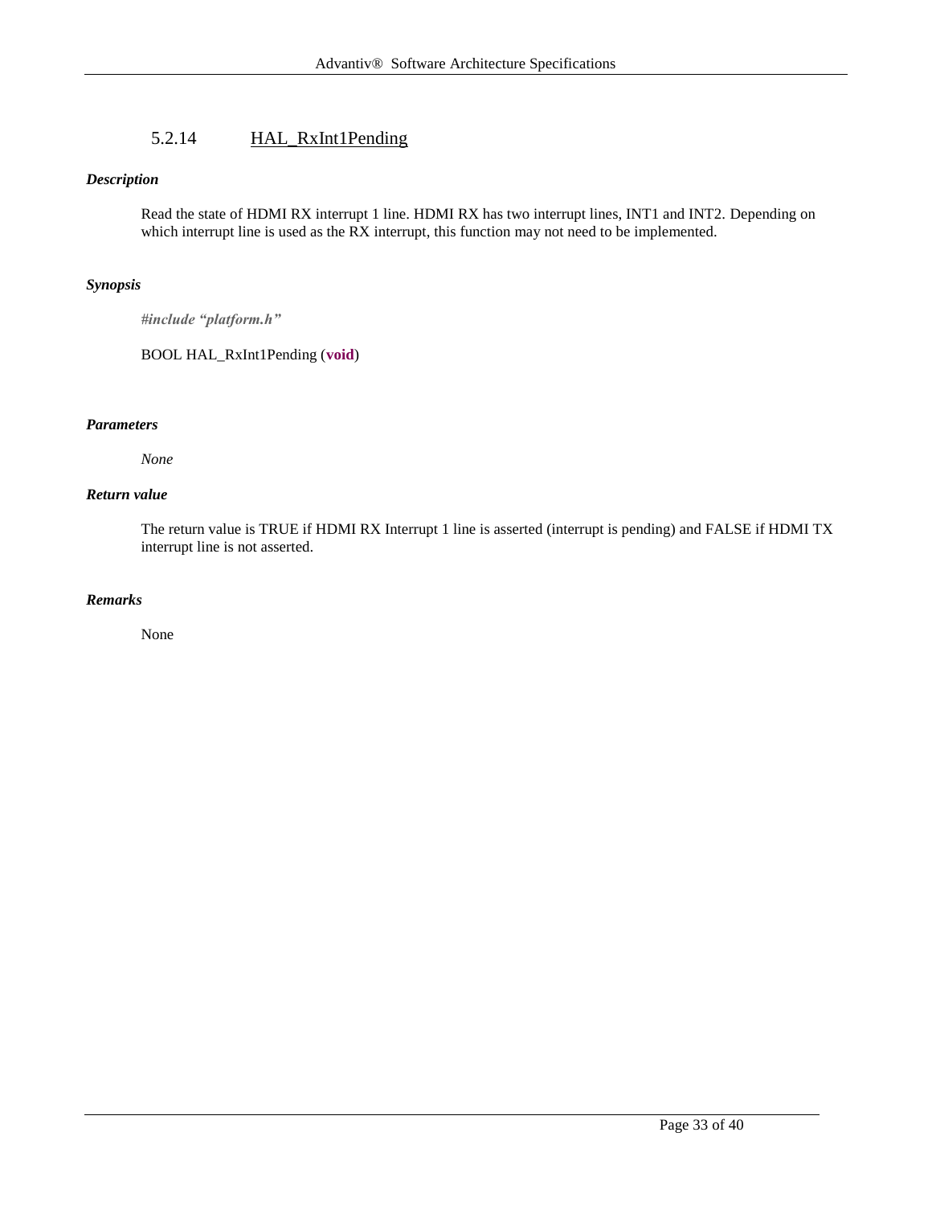### 5.2.14 HAL_RxInt1Pending

***Description***

Read the state of HDMI RX interrupt 1 line. HDMI RX has two interrupt lines, INT1 and INT2. Depending on which interrupt line is used as the RX interrupt, this function may not need to be implemented.

***Synopsis***

***#include "platform.h"***

BOOL HAL_RxInt1Pending (**void**)

***Parameters***

*None*

***Return value***

The return value is TRUE if HDMI RX Interrupt 1 line is asserted (interrupt is pending) and FALSE if HDMI TX interrupt line is not asserted.

***Remarks***

None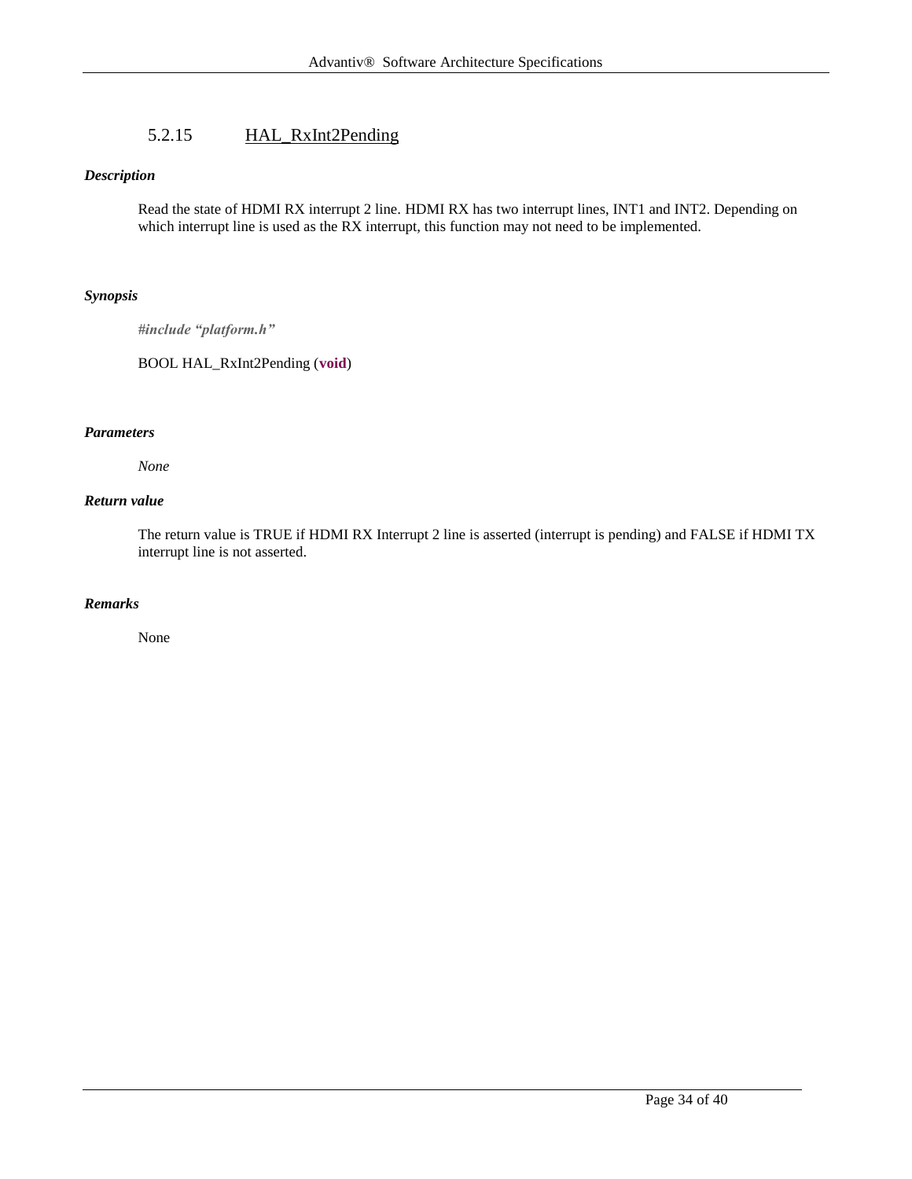### 5.2.15 HAL_RxInt2Pending

***Description***

Read the state of HDMI RX interrupt 2 line. HDMI RX has two interrupt lines, INT1 and INT2. Depending on which interrupt line is used as the RX interrupt, this function may not need to be implemented.

***Synopsis***

***#include "platform.h"***

```
BOOL HAL_RxInt2Pending (void)
```

***Parameters***

*None*

***Return value***

The return value is TRUE if HDMI RX Interrupt 2 line is asserted (interrupt is pending) and FALSE if HDMI TX interrupt line is not asserted.

***Remarks***

None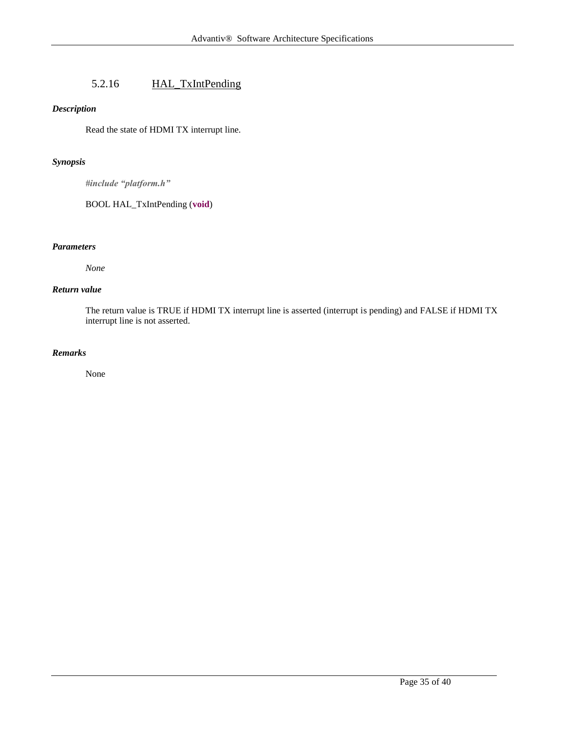### 5.2.16 HAL_TxIntPending

***Description***

Read the state of HDMI TX interrupt line.

***Synopsis***

***#include "platform.h"***

```
BOOL HAL_TxIntPending (void)
```

***Parameters***

*None*

***Return value***

The return value is TRUE if HDMI TX interrupt line is asserted (interrupt is pending) and FALSE if HDMI TX interrupt line is not asserted.

***Remarks***

None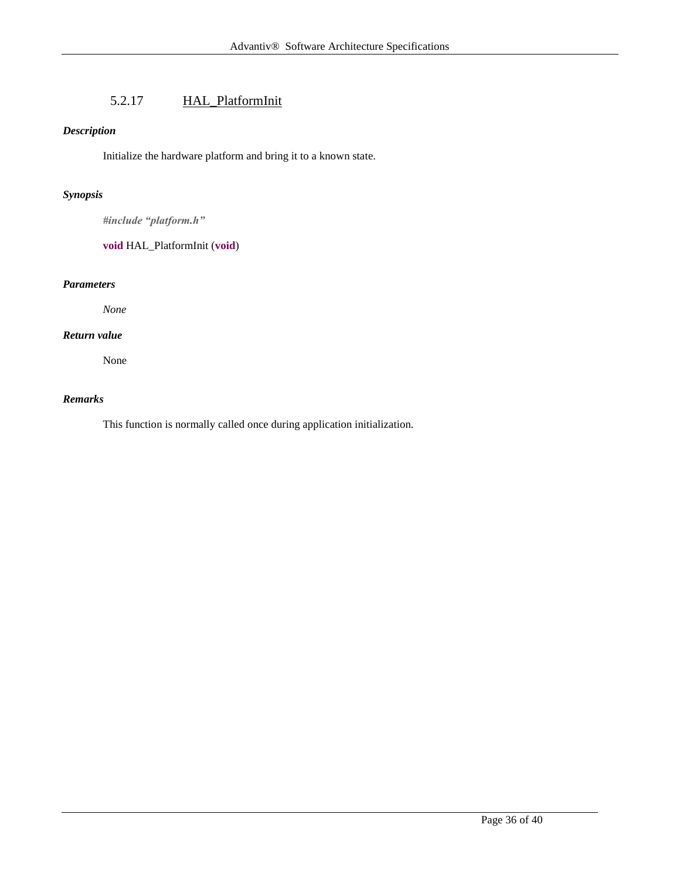### 5.2.17 HAL_PlatformInit

***Description***

Initialize the hardware platform and bring it to a known state.

***Synopsis***

```c
#include "platform.h"

void HAL_PlatformInit (void)
```

***Parameters***

*None*

***Return value***

None

***Remarks***

This function is normally called once during application initialization.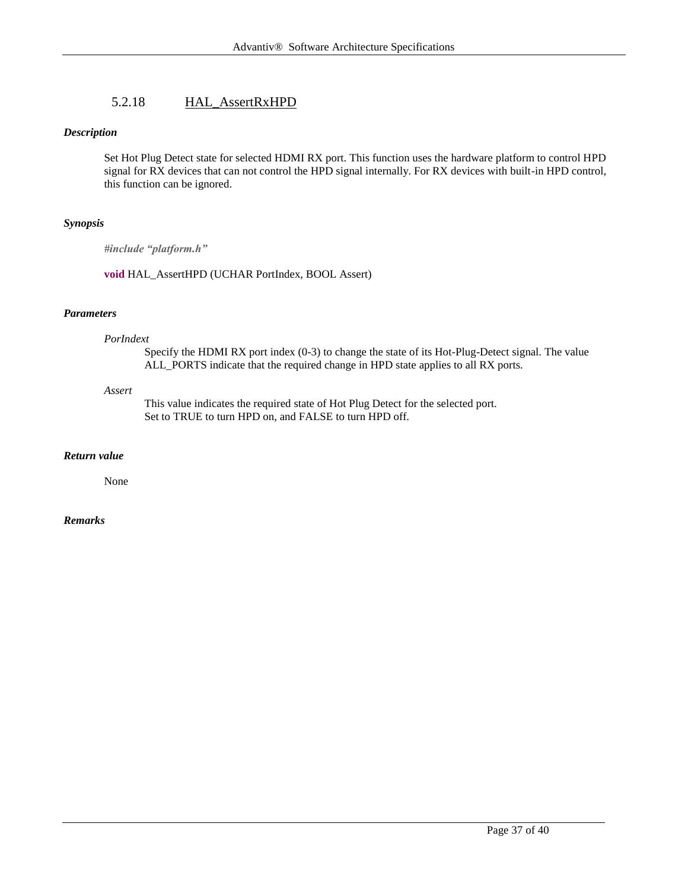### 5.2.18 HAL_AssertRxHPD

***Description***

Set Hot Plug Detect state for selected HDMI RX port. This function uses the hardware platform to control HPD signal for RX devices that can not control the HPD signal internally. For RX devices with built-in HPD control, this function can be ignored.

***Synopsis***

***#include "platform.h"***

**void** HAL_AssertHPD (UCHAR PortIndex, BOOL Assert)

***Parameters***

*PorIndext*

Specify the HDMI RX port index (0-3) to change the state of its Hot-Plug-Detect signal. The value ALL_PORTS indicate that the required change in HPD state applies to all RX ports.

*Assert*

This value indicates the required state of Hot Plug Detect for the selected port.
Set to TRUE to turn HPD on, and FALSE to turn HPD off.

***Return value***

None

***Remarks***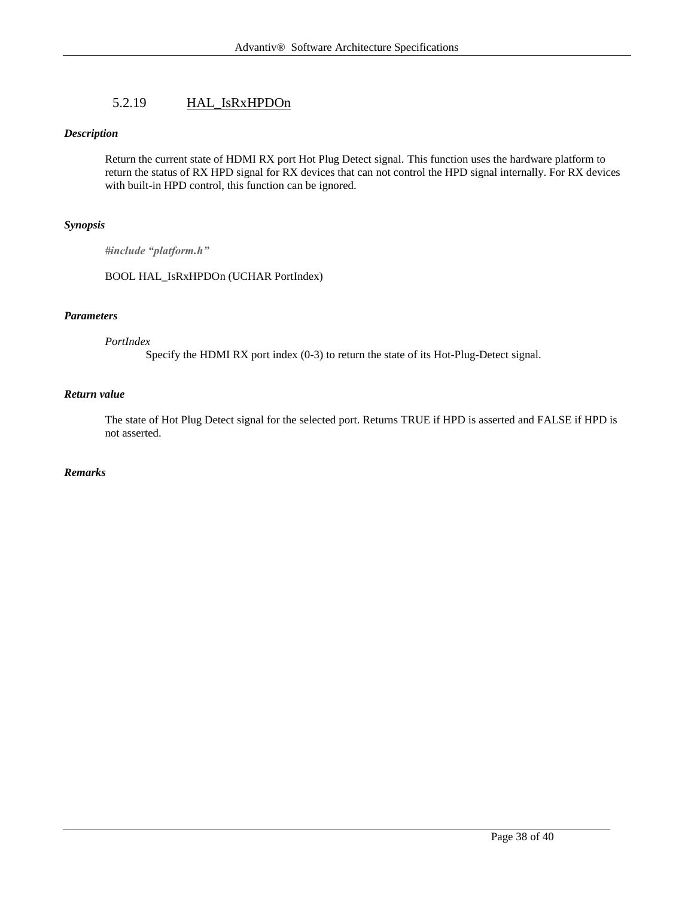### 5.2.19 HAL_IsRxHPDOn

***Description***

Return the current state of HDMI RX port Hot Plug Detect signal. This function uses the hardware platform to return the status of RX HPD signal for RX devices that can not control the HPD signal internally. For RX devices with built-in HPD control, this function can be ignored.

***Synopsis***

***#include "platform.h"***

BOOL HAL_IsRxHPDOn (UCHAR PortIndex)

***Parameters***

*PortIndex*
Specify the HDMI RX port index (0-3) to return the state of its Hot-Plug-Detect signal.

***Return value***

The state of Hot Plug Detect signal for the selected port. Returns TRUE if HPD is asserted and FALSE if HPD is not asserted.

***Remarks***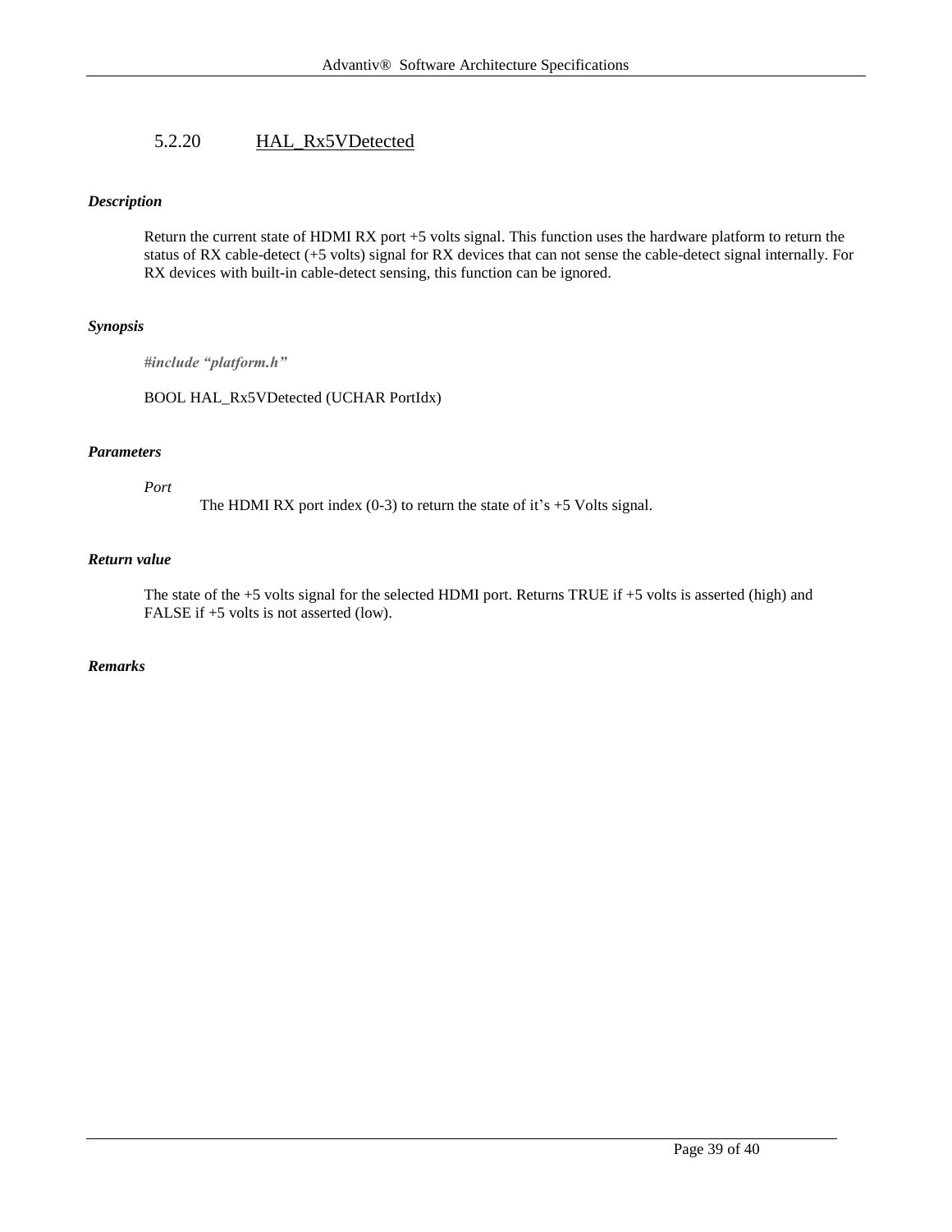### 5.2.20 HAL_Rx5VDetected

***Description***

Return the current state of HDMI RX port +5 volts signal. This function uses the hardware platform to return the status of RX cable-detect (+5 volts) signal for RX devices that can not sense the cable-detect signal internally. For RX devices with built-in cable-detect sensing, this function can be ignored.

***Synopsis***

***#include "platform.h"***

```
BOOL HAL_Rx5VDetected (UCHAR PortIdx)
```

***Parameters***

*Port*

The HDMI RX port index (0-3) to return the state of it's +5 Volts signal.

***Return value***

The state of the +5 volts signal for the selected HDMI port. Returns TRUE if +5 volts is asserted (high) and FALSE if +5 volts is not asserted (low).

***Remarks***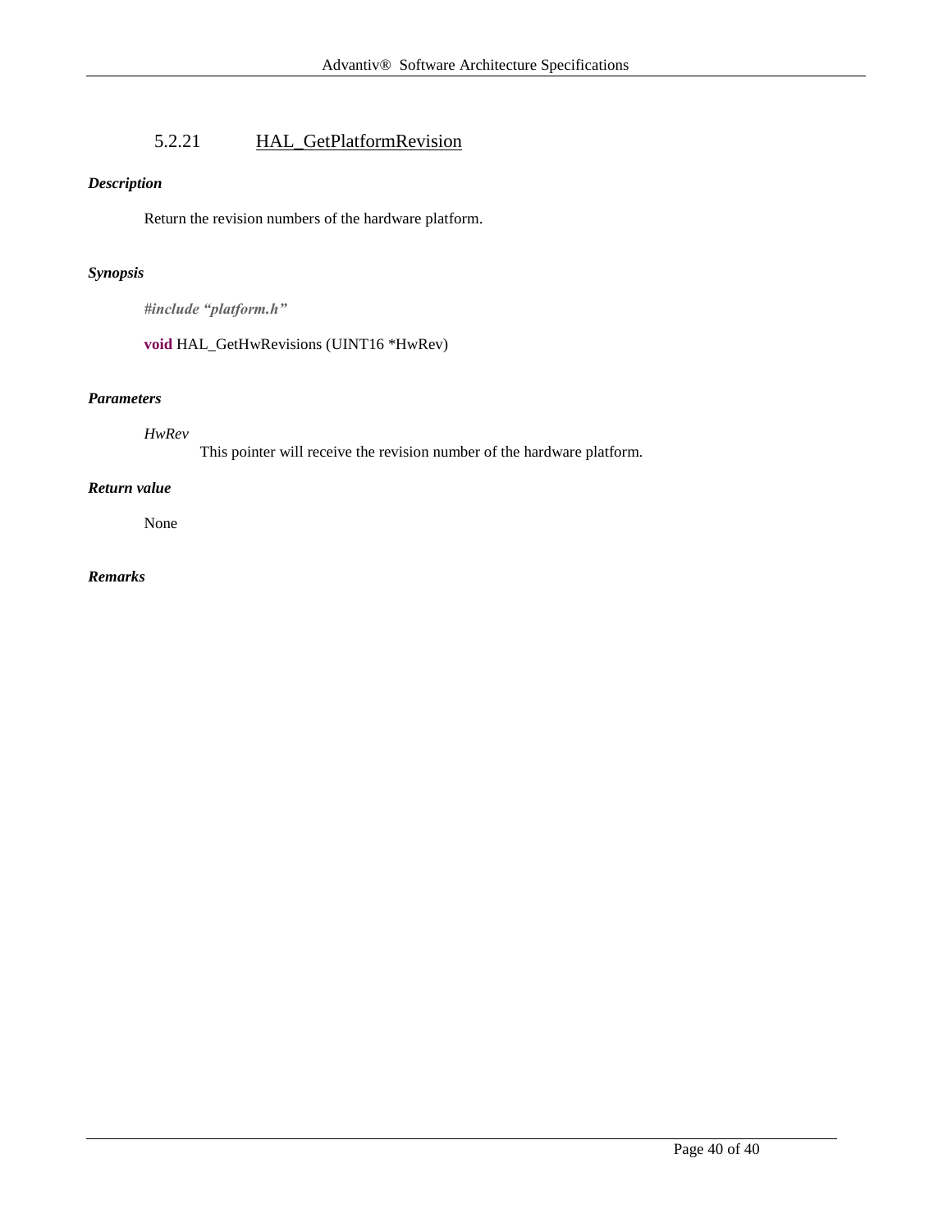### 5.2.21 HAL_GetPlatformRevision

***Description***

Return the revision numbers of the hardware platform.

***Synopsis***

***#include "platform.h"***

**void** HAL_GetHwRevisions (UINT16 *HwRev)

***Parameters***

*HwRev*

This pointer will receive the revision number of the hardware platform.

***Return value***

None

***Remarks***